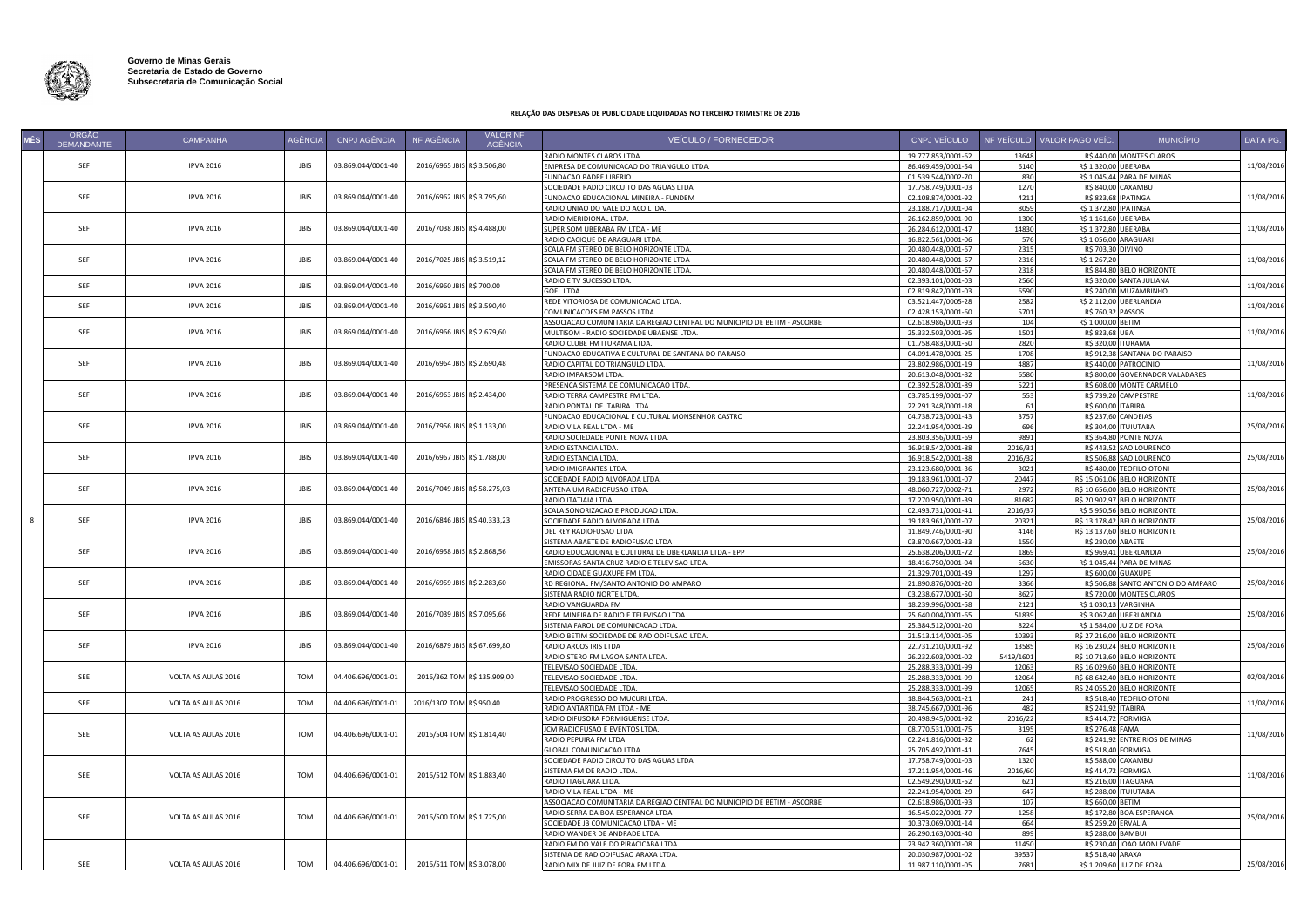**Governo de Minas Gerais**
**Secretaria de Estado de Governo**
**Subsecretaria de Comunicação Social**

# RELAÇÃO DAS DESPESAS DE PUBLICIDADE LIQUIDADAS NO TERCEIRO TRIMESTRE DE 2016

| MÊS | ÓRGÃO DEMANDANTE | CAMPANHA | AGÊNCIA | CNPJ AGÊNCIA | NF AGÊNCIA | VALOR NF AGÊNCIA | VEÍCULO / FORNECEDOR | CNPJ VEÍCULO | NF VEÍCULO | VALOR PAGO VEÍC. | MUNICÍPIO | DATA PG. |
|---|---|---|---|---|---|---|---|---|---|---|---|---|
| 8 | SEF | IPVA 2016 | JBIS | 03.869.044/0001-40 | 2016/6965 JBIS | R$ 3.506,80 | RADIO MONTES CLAROS LTDA. | 19.777.853/0001-62 | 13648 | R$ 440,00 | MONTES CLAROS | 11/08/2016 |
| | | | | | | | EMPRESA DE COMUNICACAO DO TRIANGULO LTDA. | 86.469.459/0001-54 | 6140 | R$ 1.320,00 | UBERABA | |
| | | | | | | | FUNDACAO PADRE LIBERIO | 01.539.544/0002-70 | 830 | R$ 1.045,44 | PARA DE MINAS | |
| | SEF | IPVA 2016 | JBIS | 03.869.044/0001-40 | 2016/6962 JBIS | R$ 3.795,60 | SOCIEDADE RADIO CIRCUITO DAS AGUAS LTDA | 17.758.749/0001-03 | 1270 | R$ 840,00 | CAXAMBU | 11/08/2016 |
| | | | | | | | FUNDACAO EDUCACIONAL MINEIRA - FUNDEM | 02.108.874/0001-92 | 4211 | R$ 823,68 | IPATINGA | |
| | | | | | | | RADIO UNIAO DO VALE DO ACO LTDA. | 23.188.717/0001-04 | 8059 | R$ 1.372,80 | IPATINGA | |
| | SEF | IPVA 2016 | JBIS | 03.869.044/0001-40 | 2016/7038 JBIS | R$ 4.488,00 | RADIO MERIDIONAL LTDA. | 26.162.859/0001-90 | 1300 | R$ 1.161,60 | UBERABA | 11/08/2016 |
| | | | | | | | SUPER SOM UBERABA FM LTDA - ME | 26.284.612/0001-47 | 14830 | R$ 1.372,80 | UBERABA | |
| | | | | | | | RADIO CACIQUE DE ARAGUARI LTDA. | 16.822.561/0001-06 | 576 | R$ 1.056,00 | ARAGUARI | |
| | SEF | IPVA 2016 | JBIS | 03.869.044/0001-40 | 2016/7025 JBIS | R$ 3.519,12 | SCALA FM STEREO DE BELO HORIZONTE LTDA. | 20.480.448/0001-67 | 2315 | R$ 703,30 | DIVINO | 11/08/2016 |
| | | | | | | | SCALA FM STEREO DE BELO HORIZONTE LTDA. | 20.480.448/0001-67 | 2316 | R$ 1.267,20 | | |
| | | | | | | | SCALA FM STEREO DE BELO HORIZONTE LTDA. | 20.480.448/0001-67 | 2318 | R$ 844,80 | BELO HORIZONTE | |
| | SEF | IPVA 2016 | JBIS | 03.869.044/0001-40 | 2016/6960 JBIS | R$ 700,00 | RADIO E TV SUCESSO LTDA. | 02.393.101/0001-03 | 2560 | R$ 320,00 | SANTA JULIANA | 11/08/2016 |
| | | | | | | | GOEL LTDA. | 02.819.842/0001-03 | 6590 | R$ 240,00 | MUZAMBINHO | |
| | SEF | IPVA 2016 | JBIS | 03.869.044/0001-40 | 2016/6961 JBIS | R$ 3.590,40 | REDE VITORIOSA DE COMUNICACAO LTDA. | 03.521.447/0005-28 | 2582 | R$ 2.112,00 | UBERLANDIA | 11/08/2016 |
| | | | | | | | COMUNICACOES FM PASSOS LTDA. | 02.428.153/0001-60 | 5701 | R$ 760,32 | PASSOS | |
| | SEF | IPVA 2016 | JBIS | 03.869.044/0001-40 | 2016/6966 JBIS | R$ 2.679,60 | ASSOCIACAO COMUNITARIA DA REGIAO CENTRAL DO MUNICIPIO DE BETIM - ASCORBE | 02.618.986/0001-93 | 104 | R$ 1.000,00 | BETIM | 11/08/2016 |
| | | | | | | | MULTISOM - RADIO SOCIEDADE UBAENSE LTDA. | 25.332.503/0001-95 | 1501 | R$ 823,68 | UBA | |
| | | | | | | | RADIO CLUBE FM ITURAMA LTDA. | 01.758.483/0001-50 | 2820 | R$ 320,00 | ITURAMA | |
| | SEF | IPVA 2016 | JBIS | 03.869.044/0001-40 | 2016/6964 JBIS | R$ 2.690,48 | FUNDACAO EDUCATIVA E CULTURAL DE SANTANA DO PARAISO | 04.091.478/0001-25 | 1708 | R$ 912,38 | SANTANA DO PARAISO | 11/08/2016 |
| | | | | | | | RADIO CAPITAL DO TRIANGULO LTDA. | 23.802.986/0001-19 | 4887 | R$ 440,00 | PATROCINIO | |
| | | | | | | | RADIO IMPARSOM LTDA. | 20.613.048/0001-82 | 6580 | R$ 800,00 | GOVERNADOR VALADARES | |
| | SEF | IPVA 2016 | JBIS | 03.869.044/0001-40 | 2016/6963 JBIS | R$ 2.434,00 | PRESENCA SISTEMA DE COMUNICACAO LTDA. | 02.392.528/0001-89 | 5221 | R$ 608,00 | MONTE CARMELO | 11/08/2016 |
| | | | | | | | RADIO TERRA CAMPESTRE FM LTDA. | 03.785.199/0001-07 | 553 | R$ 739,20 | CAMPESTRE | |
| | | | | | | | RADIO PONTAL DE ITABIRA LTDA. | 22.291.348/0001-18 | 61 | R$ 600,00 | ITABIRA | |
| | SEF | IPVA 2016 | JBIS | 03.869.044/0001-40 | 2016/7956 JBIS | R$ 1.133,00 | FUNDACAO EDUCACIONAL E CULTURAL MONSENHOR CASTRO | 04.738.723/0001-43 | 3757 | R$ 237,60 | CANDEIAS | 25/08/2016 |
| | | | | | | | RADIO VILA REAL LTDA - ME | 22.241.954/0001-29 | 696 | R$ 304,00 | ITUIUTABA | |
| | | | | | | | RADIO SOCIEDADE PONTE NOVA LTDA. | 23.803.356/0001-69 | 9891 | R$ 364,80 | PONTE NOVA | |
| | SEF | IPVA 2016 | JBIS | 03.869.044/0001-40 | 2016/6967 JBIS | R$ 1.788,00 | RADIO ESTANCIA LTDA. | 16.918.542/0001-88 | 2016/31 | R$ 443,52 | SAO LOURENCO | 25/08/2016 |
| | | | | | | | RADIO ESTANCIA LTDA. | 16.918.542/0001-88 | 2016/32 | R$ 506,88 | SAO LOURENCO | |
| | | | | | | | RADIO IMIGRANTES LTDA. | 23.123.680/0001-36 | 3021 | R$ 480,00 | TEOFILO OTONI | |
| | SEF | IPVA 2016 | JBIS | 03.869.044/0001-40 | 2016/7049 JBIS | R$ 58.275,03 | SOCIEDADE RADIO ALVORADA LTDA. | 19.183.961/0001-07 | 20447 | R$ 15.061,06 | BELO HORIZONTE | 25/08/2016 |
| | | | | | | | ANTENA UM RADIOFUSAO LTDA. | 48.060.727/0002-71 | 2972 | R$ 10.656,00 | BELO HORIZONTE | |
| | | | | | | | RADIO ITATIAIA LTDA | 17.270.950/0001-39 | 81682 | R$ 20.902,97 | BELO HORIZONTE | |
| | SEF | IPVA 2016 | JBIS | 03.869.044/0001-40 | 2016/6846 JBIS | R$ 40.333,23 | SCALA SONORIZACAO E PRODUCAO LTDA. | 02.493.731/0001-41 | 2016/37 | R$ 5.950,56 | BELO HORIZONTE | 25/08/2016 |
| | | | | | | | SOCIEDADE RADIO ALVORADA LTDA. | 19.183.961/0001-07 | 20321 | R$ 13.178,42 | BELO HORIZONTE | |
| | | | | | | | DEL REY RADIOFUSAO LTDA | 11.849.746/0001-90 | 4146 | R$ 13.137,60 | BELO HORIZONTE | |
| | SEF | IPVA 2016 | JBIS | 03.869.044/0001-40 | 2016/6958 JBIS | R$ 2.868,56 | SISTEMA ABAETE DE RADIOFUSAO LTDA | 03.870.667/0001-33 | 1550 | R$ 280,00 | ABAETE | 25/08/2016 |
| | | | | | | | RADIO EDUCACIONAL E CULTURAL DE UBERLANDIA LTDA - EPP | 25.638.206/0001-72 | 1869 | R$ 969,41 | UBERLANDIA | |
| | | | | | | | EMISSORAS SANTA CRUZ RADIO E TELEVISAO LTDA. | 18.416.750/0001-04 | 5630 | R$ 1.045,44 | PARA DE MINAS | |
| | SEF | IPVA 2016 | JBIS | 03.869.044/0001-40 | 2016/6959 JBIS | R$ 2.283,60 | RADIO CIDADE GUAXUPE FM LTDA. | 21.329.701/0001-49 | 1297 | R$ 600,00 | GUAXUPE | 25/08/2016 |
| | | | | | | | RD REGIONAL FM/SANTO ANTONIO DO AMPARO | 21.890.876/0001-20 | 3366 | R$ 506,88 | SANTO ANTONIO DO AMPARO | |
| | | | | | | | SISTEMA RADIO NORTE LTDA. | 03.238.677/0001-50 | 8627 | R$ 720,00 | MONTES CLAROS | |
| | SEF | IPVA 2016 | JBIS | 03.869.044/0001-40 | 2016/7039 JBIS | R$ 7.095,66 | RADIO VANGUARDA FM | 18.239.996/0001-58 | 2121 | R$ 1.030,13 | VARGINHA | 25/08/2016 |
| | | | | | | | REDE MINEIRA DE RADIO E TELEVISAO LTDA | 25.640.004/0001-65 | 51839 | R$ 3.062,40 | UBERLANDIA | |
| | | | | | | | SISTEMA FAROL DE COMUNICACAO LTDA. | 25.384.512/0001-20 | 8224 | R$ 1.584,00 | JUIZ DE FORA | |
| | SEF | IPVA 2016 | JBIS | 03.869.044/0001-40 | 2016/6879 JBIS | R$ 67.699,80 | RADIO BETIM SOCIEDADE DE RADIODIFUSAO LTDA. | 21.513.114/0001-05 | 10393 | R$ 27.216,00 | BELO HORIZONTE | 25/08/2016 |
| | | | | | | | RADIO ARCOS IRIS LTDA | 22.731.210/0001-92 | 13585 | R$ 16.230,24 | BELO HORIZONTE | |
| | | | | | | | RADIO STERO FM LAGOA SANTA LTDA. | 26.232.603/0001-02 | 5419/1601 | R$ 10.713,60 | BELO HORIZONTE | |
| | SEE | VOLTA AS AULAS 2016 | TOM | 04.406.696/0001-01 | 2016/362 TOM | R$ 135.909,00 | TELEVISAO SOCIEDADE LTDA. | 25.288.333/0001-99 | 12063 | R$ 16.029,60 | BELO HORIZONTE | 02/08/2016 |
| | | | | | | | TELEVISAO SOCIEDADE LTDA. | 25.288.333/0001-99 | 12064 | R$ 68.642,40 | BELO HORIZONTE | |
| | | | | | | | TELEVISAO SOCIEDADE LTDA. | 25.288.333/0001-99 | 12065 | R$ 24.055,20 | BELO HORIZONTE | |
| | SEE | VOLTA AS AULAS 2016 | TOM | 04.406.696/0001-01 | 2016/1302 TOM | R$ 950,40 | RADIO PROGRESSO DO MUCURI LTDA. | 18.844.563/0001-21 | 241 | R$ 518,40 | TEOFILO OTONI | 11/08/2016 |
| | | | | | | | RADIO ANTARTIDA FM LTDA - ME | 38.745.667/0001-96 | 482 | R$ 241,92 | ITABIRA | |
| | SEE | VOLTA AS AULAS 2016 | TOM | 04.406.696/0001-01 | 2016/504 TOM | R$ 1.814,40 | RADIO DIFUSORA FORMIGUENSE LTDA. | 20.498.945/0001-92 | 2016/22 | R$ 414,72 | FORMIGA | 11/08/2016 |
| | | | | | | | JCM RADIOFUSAO E EVENTOS LTDA. | 08.770.531/0001-75 | 3195 | R$ 276,48 | FAMA | |
| | | | | | | | RADIO PEPUIRA FM LTDA | 02.241.816/0001-32 | 62 | R$ 241,92 | ENTRE RIOS DE MINAS | |
| | | | | | | | GLOBAL COMUNICACAO LTDA. | 25.705.492/0001-41 | 7645 | R$ 518,40 | FORMIGA | |
| | SEE | VOLTA AS AULAS 2016 | TOM | 04.406.696/0001-01 | 2016/512 TOM | R$ 1.883,40 | SOCIEDADE RADIO CIRCUITO DAS AGUAS LTDA | 17.758.749/0001-03 | 1320 | R$ 588,00 | CAXAMBU | 11/08/2016 |
| | | | | | | | SISTEMA FM DE RADIO LTDA. | 17.211.954/0001-46 | 2016/60 | R$ 414,72 | FORMIGA | |
| | | | | | | | RADIO ITAGUARA LTDA. | 02.549.290/0001-52 | 621 | R$ 216,00 | ITAGUARA | |
| | | | | | | | RADIO VILA REAL LTDA - ME | 22.241.954/0001-29 | 647 | R$ 288,00 | ITUIUTABA | |
| | SEE | VOLTA AS AULAS 2016 | TOM | 04.406.696/0001-01 | 2016/500 TOM | R$ 1.725,00 | ASSOCIACAO COMUNITARIA DA REGIAO CENTRAL DO MUNICIPIO DE BETIM - ASCORBE | 02.618.986/0001-93 | 107 | R$ 660,00 | BETIM | 25/08/2016 |
| | | | | | | | RADIO SERRA DA BOA ESPERANCA LTDA | 16.545.022/0001-77 | 1258 | R$ 172,80 | BOA ESPERANCA | |
| | | | | | | | SOCIEDADE JB COMUNICACAO LTDA - ME | 10.373.069/0001-14 | 664 | R$ 259,20 | ERVALIA | |
| | | | | | | | RADIO WANDER DE ANDRADE LTDA. | 26.290.163/0001-40 | 899 | R$ 288,00 | BAMBUI | |
| | SEE | VOLTA AS AULAS 2016 | TOM | 04.406.696/0001-01 | 2016/511 TOM | R$ 3.078,00 | RADIO FM DO VALE DO PIRACICABA LTDA. | 23.942.360/0001-08 | 11450 | R$ 230,40 | JOAO MONLEVADE | 25/08/2016 |
| | | | | | | | SISTEMA DE RADIODIFUSAO ARAXA LTDA. | 20.030.987/0001-02 | 39537 | R$ 518,40 | ARAXA | |
| | | | | | | | RADIO MIX DE JUIZ DE FORA FM LTDA. | 11.987.110/0001-05 | 7681 | R$ 1.209,60 | JUIZ DE FORA | |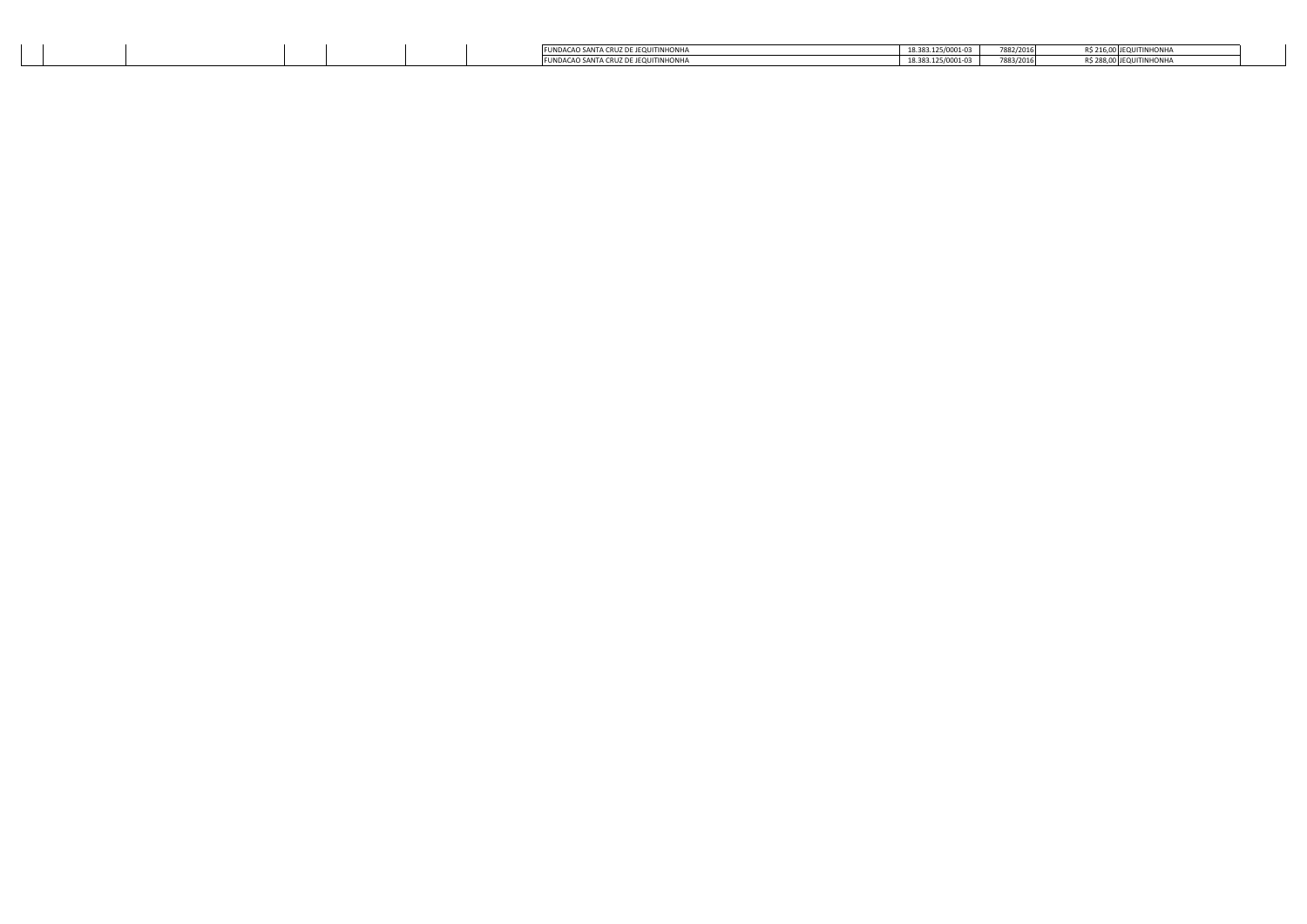| | | | | | | | | | | | | |
|---|---|---|---|---|---|---|---|---|---|---|---|---|
| | | | | | | | FUNDACAO SANTA CRUZ DE JEQUITINHONHA | 18.383.125/0001-03 | 7882/2016 | R$ 216,00 | JEQUITINHONHA | |
| | | | | | | | FUNDACAO SANTA CRUZ DE JEQUITINHONHA | 18.383.125/0001-03 | 7883/2016 | R$ 288,00 | JEQUITINHONHA | |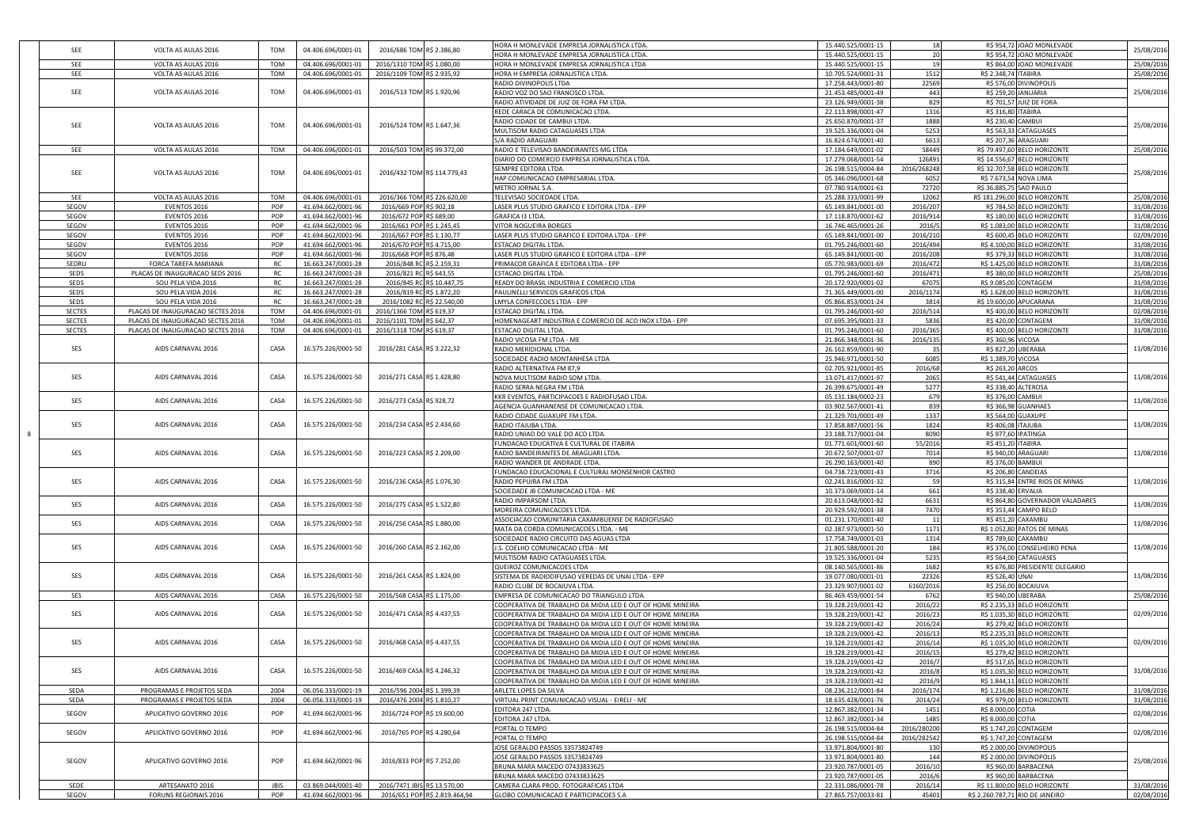| | | | | | | | | | | | |
|---|---|---|---|---|---|---|---|---|---|---|---|
| SEE | VOLTA AS AULAS 2016 | TOM | 04.406.696/0001-01 | 2016/686 TOM | R$ 2.386,80 | HORA H MONLEVADE EMPRESA JORNALISTICA LTDA. | 15.440.525/0001-15 | 18 | R$ 954,72 | JOAO MONLEVADE | 25/08/2016 |
| | | | | | | HORA H MONLEVADE EMPRESA JORNALISTICA LTDA. | 15.440.525/0001-15 | 20 | R$ 954,72 | JOAO MONLEVADE | |
| SEE | VOLTA AS AULAS 2016 | TOM | 04.406.696/0001-01 | 2016/1310 TOM | R$ 1.080,00 | HORA H MONLEVADE EMPRESA JORNALISTICA LTDA | 15.440.525/0001-15 | 19 | R$ 864,00 | JOAO MONLEVADE | 25/08/2016 |
| SEE | VOLTA AS AULAS 2016 | TOM | 04.406.696/0001-01 | 2016/1109 TOM | R$ 2.935,92 | HORA H EMPRESA JORNALISTICA LTDA. | 10.705.524/0001-31 | 1512 | R$ 2.348,74 | ITABIRA | 25/08/2016 |
| SEE | VOLTA AS AULAS 2016 | TOM | 04.406.696/0001-01 | 2016/513 TOM | R$ 1.920,96 | RADIO DIVINOPOLIS LTDA | 17.258.443/0001-80 | 22569 | R$ 576,00 | DIVINOPOLIS | 25/08/2016 |
| | | | | | | RADIO VOZ DO SAO FRANCISCO LTDA. | 21.453.485/0001-49 | 443 | R$ 259,20 | JANUARIA | |
| | | | | | | RADIO ATIVIDADE DE JUIZ DE FORA FM LTDA. | 23.126.949/0001-38 | 829 | R$ 701,57 | JUIZ DE FORA | |
| SEE | VOLTA AS AULAS 2016 | TOM | 04.406.696/0001-01 | 2016/524 TOM | R$ 1.647,36 | REDE CARACA DE COMUNICACAO LTDA. | 22.113.898/0001-47 | 1316 | R$ 316,80 | ITABIRA | 25/08/2016 |
| | | | | | | RADIO CIDADE DE CAMBUI LTDA. | 25.650.870/0001-37 | 1888 | R$ 230,40 | CAMBUI | |
| | | | | | | MULTISOM RADIO CATAGUASES LTDA | 19.525.336/0001-04 | 5253 | R$ 563,33 | CATAGUASES | |
| | | | | | | S/A RADIO ARAGUARI | 16.824.674/0001-40 | 6613 | R$ 207,36 | ARAGUARI | |
| SEE | VOLTA AS AULAS 2016 | TOM | 04.406.696/0001-01 | 2016/503 TOM | R$ 99.372,00 | RADIO E TELEVISAO BANDEIRANTES MG LTDA | 17.184.649/0001-02 | 58449 | R$ 79.497,60 | BELO HORIZONTE | 25/08/2016 |
| SEE | VOLTA AS AULAS 2016 | TOM | 04.406.696/0001-01 | 2016/432 TOM | R$ 114.779,43 | DIARIO DO COMERCIO EMPRESA JORNALISTICA LTDA. | 17.279.068/0001-54 | 126891 | R$ 14.556,67 | BELO HORIZONTE | 25/08/2016 |
| | | | | | | SEMPRE EDITORA LTDA. | 26.198.515/0004-84 | 2016/268248 | R$ 32.707,58 | BELO HORIZONTE | |
| | | | | | | HAP COMUNICACAO EMPRESARIAL LTDA. | 05.346.096/0001-68 | 6052 | R$ 7.673,54 | NOVA LIMA | |
| | | | | | | METRO JORNAL S.A. | 07.780.914/0001-61 | 72720 | R$ 36.885,75 | SAO PAULO | |
| SEE | VOLTA AS AULAS 2016 | TOM | 04.406.696/0001-01 | 2016/366 TOM | R$ 226.620,00 | TELEVISAO SOCIEDADE LTDA. | 25.288.333/0001-99 | 12062 | R$ 181.296,00 | BELO HORIZONTE | 25/08/2016 |
| SEGOV | EVENTOS 2016 | POP | 41.694.662/0001-96 | 2016/669 POP | R$ 902,18 | LASER PLUS STUDIO GRAFICO E EDITORA LTDA - EPP | 65.149.841/0001-00 | 2016/207 | R$ 784,50 | BELO HORIZONTE | 31/08/2016 |
| SEGOV | EVENTOS 2016 | POP | 41.694.662/0001-96 | 2016/672 POP | R$ 689,00 | GRAFICA I3 LTDA. | 17.118.870/0001-62 | 2016/914 | R$ 180,00 | BELO HORIZONTE | 31/08/2016 |
| SEGOV | EVENTOS 2016 | POP | 41.694.662/0001-96 | 2016/661 POP | R$ 1.245,45 | VITOR NOGUEIRA BORGES | 16.746.465/0001-26 | 2016/5 | R$ 1.083,00 | BELO HORIZONTE | 31/08/2016 |
| SEGOV | EVENTOS 2016 | POP | 41.694.662/0001-96 | 2016/667 POP | R$ 1.130,77 | LASER PLUS STUDIO GRAFICO E EDITORA LTDA - EPP | 65.149.841/0001-00 | 2016/210 | R$ 600,45 | BELO HORIZONTE | 02/09/2016 |
| SEGOV | EVENTOS 2016 | POP | 41.694.662/0001-96 | 2016/670 POP | R$ 4.715,00 | ESTACAO DIGITAL LTDA. | 01.795.246/0001-60 | 2016/494 | R$ 4.100,00 | BELO HORIZONTE | 31/08/2016 |
| SEGOV | EVENTOS 2016 | POP | 41.694.662/0001-96 | 2016/668 POP | R$ 876,48 | LASER PLUS STUDIO GRAFICO E EDITORA LTDA - EPP | 65.149.841/0001-00 | 2016/208 | R$ 379,33 | BELO HORIZONTE | 31/08/2016 |
| SEDRU | FORCA TAREFA MARIANA | RC | 16.663.247/0001-28 | 2016/848 RC | R$ 2.159,31 | PRIMACOR GRAFICA E EDITORA LTDA - EPP | 05.770.983/0001-69 | 2016/472 | R$ 1.425,00 | BELO HORIZONTE | 31/08/2016 |
| SEDS | PLACAS DE INAUGURACAO SEDS 2016 | RC | 16.663.247/0001-28 | 2016/821 RC | R$ 643,55 | ESTACAO DIGITAL LTDA. | 01.795.246/0001-60 | 2016/471 | R$ 380,00 | BELO HORIZONTE | 25/08/2016 |
| SEDS | SOU PELA VIDA 2016 | RC | 16.663.247/0001-28 | 2016/845 RC | R$ 10.447,75 | READY DO BRASIL INDUSTRIA E COMERCIO LTDA | 20.172.920/0001-02 | 67075 | R$ 9.085,00 | CONTAGEM | 31/08/2016 |
| SEDS | SOU PELA VIDA 2016 | RC | 16.663.247/0001-28 | 2016/819 RC | R$ 1.872,20 | PAULINELLI SERVICOS GRAFICOS LTDA | 71.365.449/0001-00 | 2016/1174 | R$ 1.628,00 | BELO HORIZONTE | 31/08/2016 |
| SEDS | SOU PELA VIDA 2016 | RC | 16.663.247/0001-28 | 2016/1082 RC | R$ 22.540,00 | LMYLA CONFECCOES LTDA - EPP | 05.866.853/0001-24 | 3814 | R$ 19.600,00 | APUCARANA | 31/08/2016 |
| SECTES | PLACAS DE INAUGURACAO SECTES 2016 | TOM | 04.406.696/0001-01 | 2016/1366 TOM | R$ 619,37 | ESTACAO DIGITAL LTDA. | 01.795.246/0001-60 | 2016/514 | R$ 400,00 | BELO HORIZONTE | 02/08/2016 |
| SECTES | PLACAS DE INAUGURACAO SECTES 2016 | TOM | 04.406.696/0001-01 | 2016/1101 TOM | R$ 642,37 | HOMENAGEART INDUSTRIA E COMERCIO DE ACO INOX LTDA - EPP | 07.695.395/0001-33 | 5836 | R$ 420,00 | CONTAGEM | 31/08/2016 |
| SECTES | PLACAS DE INAUGURACAO SECTES 2016 | TOM | 04.406.696/0001-01 | 2016/1318 TOM | R$ 619,37 | ESTACAO DIGITAL LTDA. | 01.795.246/0001-60 | 2016/365 | R$ 400,00 | BELO HORIZONTE | 31/08/2016 |
| SES | AIDS CARNAVAL 2016 | CASA | 16.575.226/0001-50 | 2016/281 CASA | R$ 3.222,32 | RADIO VICOSA FM LTDA - ME | 21.866.348/0001-36 | 2016/135 | R$ 360,96 | VICOSA | 11/08/2016 |
| | | | | | | RADIO MERIDIONAL LTDA. | 26.162.859/0001-90 | 35 | R$ 827,20 | UBERABA | |
| | | | | | | SOCIEDADE RADIO MONTANHESA LTDA | 25.946.971/0001-50 | 6085 | R$ 1.389,70 | VICOSA | |
| SES | AIDS CARNAVAL 2016 | CASA | 16.575.226/0001-50 | 2016/271 CASA | R$ 1.428,80 | RADIO ALTERNATIVA FM 87,9 | 02.705.921/0001-85 | 2016/68 | R$ 263,20 | ARCOS | 11/08/2016 |
| | | | | | | NOVA MULTISOM RADIO SOM LTDA. | 13.071.417/0001-97 | 2065 | R$ 541,44 | CATAGUASES | |
| | | | | | | RADIO SERRA NEGRA FM LTDA | 26.399.675/0001-49 | 5277 | R$ 338,40 | ALTEROSA | |
| SES | AIDS CARNAVAL 2016 | CASA | 16.575.226/0001-50 | 2016/273 CASA | R$ 928,72 | KKR EVENTOS, PARTICIPACOES E RADIOFUSAO LTDA. | 05.131.184/0002-23 | 679 | R$ 376,00 | CAMBUI | 11/08/2016 |
| | | | | | | AGENCIA GUANHANENSE DE COMUNICACAO LTDA. | 03.902.567/0001-41 | 839 | R$ 366,98 | GUANHAES | |
| SES | AIDS CARNAVAL 2016 | CASA | 16.575.226/0001-50 | 2016/234 CASA | R$ 2.434,60 | RADIO CIDADE GUAXUPE FM LTDA. | 21.329.701/0001-49 | 1337 | R$ 564,00 | GUAXUPE | 11/08/2016 |
| | | | | | | RADIO ITAJUBA LTDA. | 17.858.887/0001-56 | 1824 | R$ 406,08 | ITAJUBA | |
| | | | | | | RADIO UNIAO DO VALE DO ACO LTDA. | 23.188.717/0001-04 | 8090 | R$ 977,60 | IPATINGA | |
| SES | AIDS CARNAVAL 2016 | CASA | 16.575.226/0001-50 | 2016/223 CASA | R$ 2.209,00 | FUNDACAO EDUCATIVA E CULTURAL DE ITABIRA | 01.771.601/0001-60 | 55/2016 | R$ 451,20 | ITABIRA | 11/08/2016 |
| | | | | | | RADIO BANDEIRANTES DE ARAGUARI LTDA. | 20.672.507/0001-07 | 7014 | R$ 940,00 | ARAGUARI | |
| | | | | | | RADIO WANDER DE ANDRADE LTDA. | 26.290.163/0001-40 | 890 | R$ 376,00 | BAMBUI | |
| SES | AIDS CARNAVAL 2016 | CASA | 16.575.226/0001-50 | 2016/236 CASA | R$ 1.076,30 | FUNDACAO EDUCACIONAL E CULTURAL MONSENHOR CASTRO | 04.738.723/0001-43 | 3716 | R$ 206,80 | CANDEIAS | 11/08/2016 |
| | | | | | | RADIO PEPUIRA FM LTDA | 02.241.816/0001-32 | 59 | R$ 315,84 | ENTRE RIOS DE MINAS | |
| | | | | | | SOCIEDADE JB COMUNICACAO LTDA - ME | 10.373.069/0001-14 | 661 | R$ 338,40 | ERVALIA | |
| SES | AIDS CARNAVAL 2016 | CASA | 16.575.226/0001-50 | 2016/275 CASA | R$ 1.522,80 | RADIO IMPARSOM LTDA. | 20.613.048/0001-82 | 6631 | R$ 864,80 | GOVERNADOR VALADARES | 11/08/2016 |
| | | | | | | MOREIRA COMUNICACOES LTDA. | 20.929.592/0001-38 | 7470 | R$ 353,44 | CAMPO BELO | |
| SES | AIDS CARNAVAL 2016 | CASA | 16.575.226/0001-50 | 2016/256 CASA | R$ 1.880,00 | ASSOCIACAO COMUNITARIA CAXAMBUENSE DE RADIOFUSAO | 01.231.170/0001-40 | 11 | R$ 451,20 | CAXAMBU | 11/08/2016 |
| | | | | | | MATA DA CORDA COMUNICACOES LTDA. - ME | 02.387.973/0001-50 | 1171 | R$ 1.052,80 | PATOS DE MINAS | |
| SES | AIDS CARNAVAL 2016 | CASA | 16.575.226/0001-50 | 2016/260 CASA | R$ 2.162,00 | SOCIEDADE RADIO CIRCUITO DAS AGUAS LTDA | 17.758.749/0001-03 | 1314 | R$ 789,60 | CAXAMBU | 11/08/2016 |
| | | | | | | J.S. COELHO COMUNICACAO LTDA - ME | 21.805.588/0001-20 | 184 | R$ 376,00 | CONSELHEIRO PENA | |
| | | | | | | MULTISOM RADIO CATAGUASES LTDA. | 19.525.336/0001-04 | 5235 | R$ 564,00 | CATAGUASES | |
| SES | AIDS CARNAVAL 2016 | CASA | 16.575.226/0001-50 | 2016/261 CASA | R$ 1.824,00 | QUEIROZ COMUNICACOES LTDA | 08.140.565/0001-86 | 1682 | R$ 676,80 | PRESIDENTE OLEGARIO | 11/08/2016 |
| | | | | | | SISTEMA DE RADIODIFUSAO VEREDAS DE UNAI LTDA - EPP | 19.077.080/0001-01 | 22326 | R$ 526,40 | UNAI | |
| | | | | | | RADIO CLUBE DE BOCAIUVA LTDA. | 23.329.907/0001-02 | 6160/2016 | R$ 256,00 | BOCAIUVA | |
| SES | AIDS CARNAVAL 2016 | CASA | 16.575.226/0001-50 | 2016/568 CASA | R$ 1.175,00 | EMPRESA DE COMUNICACAO DO TRIANGULO LTDA. | 86.469.459/0001-54 | 6762 | R$ 940,00 | UBERABA | 25/08/2016 |
| SES | AIDS CARNAVAL 2016 | CASA | 16.575.226/0001-50 | 2016/471 CASA | R$ 4.437,55 | COOPERATIVA DE TRABALHO DA MIDIA LED E OUT OF HOME MINEIRA | 19.328.219/0001-42 | 2016/22 | R$ 2.235,33 | BELO HORIZONTE | 02/09/2016 |
| | | | | | | COOPERATIVA DE TRABALHO DA MIDIA LED E OUT OF HOME MINEIRA | 19.328.219/0001-42 | 2016/23 | R$ 1.035,30 | BELO HORIZONTE | |
| | | | | | | COOPERATIVA DE TRABALHO DA MIDIA LED E OUT OF HOME MINEIRA | 19.328.219/0001-42 | 2016/24 | R$ 279,42 | BELO HORIZONTE | |
| SES | AIDS CARNAVAL 2016 | CASA | 16.575.226/0001-50 | 2016/468 CASA | R$ 4.437,55 | COOPERATIVA DE TRABALHO DA MIDIA LED E OUT OF HOME MINEIRA | 19.328.219/0001-42 | 2016/13 | R$ 2.235,33 | BELO HORIZONTE | 02/09/2016 |
| | | | | | | COOPERATIVA DE TRABALHO DA MIDIA LED E OUT OF HOME MINEIRA | 19.328.219/0001-42 | 2016/14 | R$ 1.035,30 | BELO HORIZONTE | |
| | | | | | | COOPERATIVA DE TRABALHO DA MIDIA LED E OUT OF HOME MINEIRA | 19.328.219/0001-42 | 2016/15 | R$ 279,42 | BELO HORIZONTE | |
| SES | AIDS CARNAVAL 2016 | CASA | 16.575.226/0001-50 | 2016/469 CASA | R$ 4.246,32 | COOPERATIVA DE TRABALHO DA MIDIA LED E OUT OF HOME MINEIRA | 19.328.219/0001-42 | 2016/7 | R$ 517,65 | BELO HORIZONTE | 31/08/2016 |
| | | | | | | COOPERATIVA DE TRABALHO DA MIDIA LED E OUT OF HOME MINEIRA | 19.328.219/0001-42 | 2016/8 | R$ 1.035,30 | BELO HORIZONTE | |
| | | | | | | COOPERATIVA DE TRABALHO DA MIDIA LED E OUT OF HOME MINEIRA | 19.328.219/0001-42 | 2016/9 | R$ 1.844,11 | BELO HORIZONTE | |
| SEDA | PROGRAMAS E PROJETOS SEDA | 2004 | 06.056.333/0001-19 | 2016/596 2004 | R$ 1.399,39 | ARLETE LOPES DA SILVA | 08.236.212/0001-84 | 2016/174 | R$ 1.216,86 | BELO HORIZONTE | 31/08/2016 |
| SEDA | PROGRAMAS E PROJETOS SEDA | 2004 | 06.056.333/0001-19 | 2016/476 2004 | R$ 1.810,27 | VIRTUAL PRINT COMUNICACAO VISUAL - EIRELI - ME | 18.635.428/0001-76 | 2014/24 | R$ 979,00 | BELO HORIZONTE | 31/08/2016 |
| SEGOV | APLICATIVO GOVERNO 2016 | POP | 41.694.662/0001-96 | 2016/724 POP | R$ 19.600,00 | EDITORA 247 LTDA. | 12.867.382/0001-34 | 1451 | R$ 8.000,00 | COTIA | 02/08/2016 |
| | | | | | | EDITORA 247 LTDA. | 12.867.382/0001-34 | 1485 | R$ 8.000,00 | COTIA | |
| SEGOV | APLICATIVO GOVERNO 2016 | POP | 41.694.662/0001-96 | 2016/765 POP | R$ 4.280,64 | PORTAL O TEMPO | 26.198.515/0004-84 | 2016/280200 | R$ 1.747,20 | CONTAGEM | 02/08/2016 |
| | | | | | | PORTAL O TEMPO | 26.198.515/0004-84 | 2016/282542 | R$ 1.747,20 | CONTAGEM | |
| SEGOV | APLICATIVO GOVERNO 2016 | POP | 41.694.662/0001-96 | 2016/833 POP | R$ 7.252,00 | JOSE GERALDO PASSOS 33573824749 | 13.971.804/0001-80 | 130 | R$ 2.000,00 | DIVINOPOLIS | 25/08/2016 |
| | | | | | | JOSE GERALDO PASSOS 33573824749 | 13.971.804/0001-80 | 144 | R$ 2.000,00 | DIVINOPOLIS | |
| | | | | | | BRUNA MARA MACEDO 07433833625 | 23.920.787/0001-05 | 2016/10 | R$ 960,00 | BARBACENA | |
| | | | | | | BRUNA MARA MACEDO 07433833625 | 23.920.787/0001-05 | 2016/6 | R$ 960,00 | BARBACENA | |
| SEDE | ARTESANATO 2016 | JBIS | 03.869.044/0001-40 | 2016/7471 JBIS | R$ 13.570,00 | CAMERA CLARA PROD. FOTOGRAFICAS LTDA | 22.331.086/0001-78 | 2016/14 | R$ 11.800,00 | BELO HORIZONTE | 31/08/2016 |
| SEGOV | FORUNS REGIONAIS 2016 | POP | 41.694.662/0001-96 | 2016/651 POP | R$ 2.819.464,94 | GLOBO COMUNICACAO E PARTICIPACOES S.A | 27.865.757/0033-81 | 45401 | R$ 2.260.787,71 | RIO DE JANEIRO | 02/08/2016 |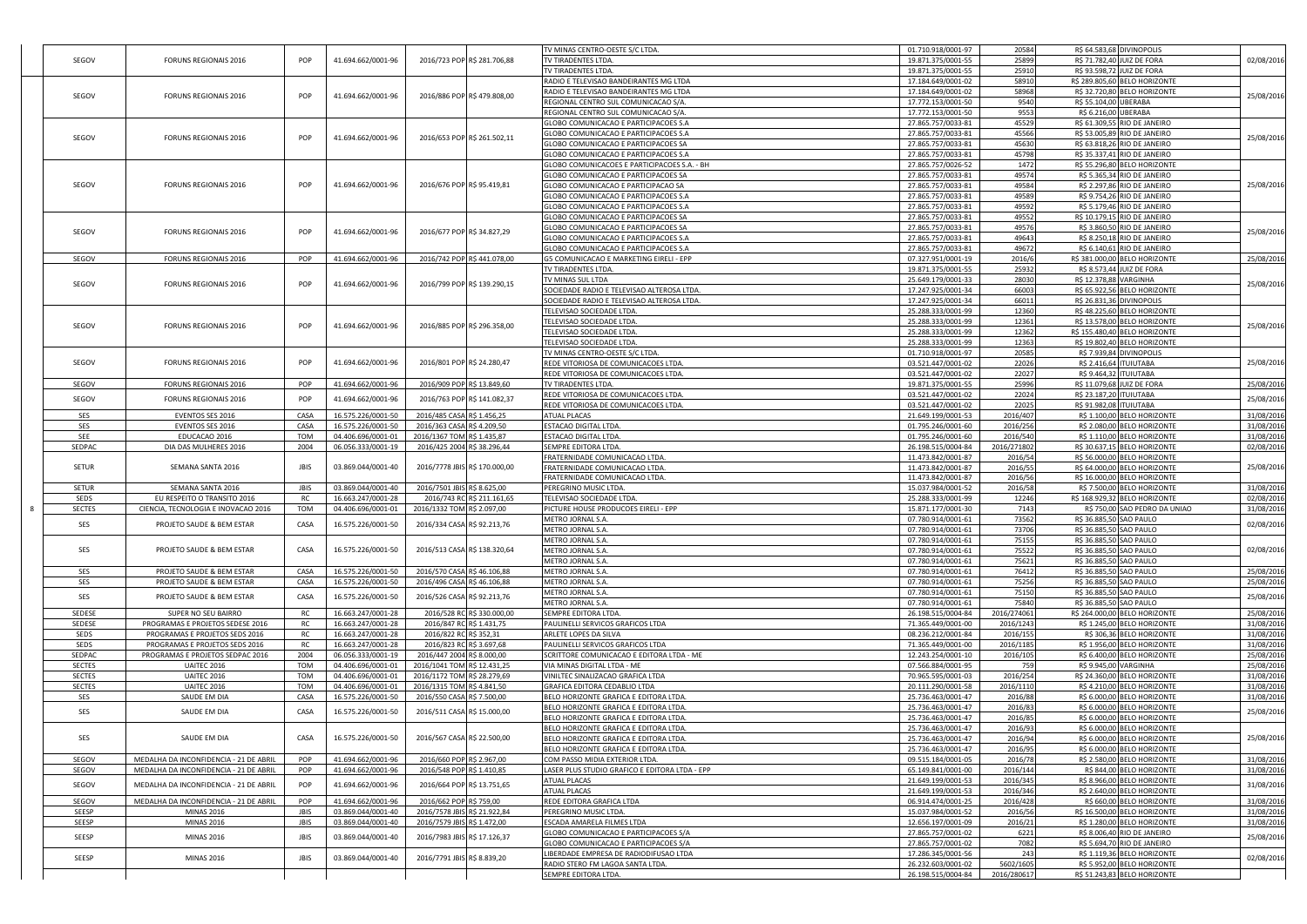| | | | | | | | | | | | |
|---|---|---|---|---|---|---|---|---|---|---|---|
| SEGOV | FORUNS REGIONAIS 2016 | POP | 41.694.662/0001-96 | 2016/723 POP | R$ 21.706,88 | TV MINAS CENTRO-OESTE S/C LTDA. | 01.710.918/0001-97 | 20584 | R$ 64.583,68 | DIVINOPOLIS | 02/08/2016 |
| | | | | | | TV TIRADENTES LTDA. | 19.871.375/0001-55 | 25899 | R$ 71.782,40 | JUIZ DE FORA | |
| | | | | | | TV TIRADENTES LTDA. | 19.871.375/0001-55 | 25910 | R$ 93.598,72 | JUIZ DE FORA | |
| SEGOV | FORUNS REGIONAIS 2016 | POP | 41.694.662/0001-96 | 2016/886 POP | R$ 479.808,00 | RADIO E TELEVISAO BANDEIRANTES MG LTDA | 17.184.649/0001-02 | 58910 | R$ 289.805,60 | BELO HORIZONTE | 25/08/2016 |
| | | | | | | RADIO E TELEVISAO BANDEIRANTES MG LTDA | 17.184.649/0001-02 | 58968 | R$ 32.720,80 | BELO HORIZONTE | |
| | | | | | | REGIONAL CENTRO SUL COMUNICACAO S/A. | 17.772.153/0001-50 | 9540 | R$ 55.104,00 | UBERABA | |
| | | | | | | REGIONAL CENTRO SUL COMUNICACAO S/A. | 17.772.153/0001-50 | 9553 | R$ 6.216,00 | UBERABA | |
| SEGOV | FORUNS REGIONAIS 2016 | POP | 41.694.662/0001-96 | 2016/653 POP | R$ 261.502,11 | GLOBO COMUNICACAO E PARTICIPACOES S.A | 27.865.757/0033-81 | 45529 | R$ 61.309,55 | RIO DE JANEIRO | 25/08/2016 |
| | | | | | | GLOBO COMUNICACAO E PARTICIPACOES S.A | 27.865.757/0033-81 | 45566 | R$ 53.005,89 | RIO DE JANEIRO | |
| | | | | | | GLOBO COMUNICACAO E PARTICIPACOES SA | 27.865.757/0033-81 | 45630 | R$ 63.818,26 | RIO DE JANEIRO | |
| | | | | | | GLOBO COMUNICACAO E PARTICIPACOES S.A | 27.865.757/0033-81 | 45798 | R$ 35.337,41 | RIO DE JANEIRO | |
| SEGOV | FORUNS REGIONAIS 2016 | POP | 41.694.662/0001-96 | 2016/676 POP | R$ 95.419,81 | GLOBO COMUNICACOES E PARTICIPACOES S.A. - BH | 27.865.757/0026-52 | 1472 | R$ 55.296,80 | BELO HORIZONTE | 25/08/2016 |
| | | | | | | GLOBO COMUNICACAO E PARTICIPACOES SA | 27.865.757/0033-81 | 49574 | R$ 5.365,34 | RIO DE JANEIRO | |
| | | | | | | GLOBO COMUNICACAO E PARTICIPACAO SA | 27.865.757/0033-81 | 49584 | R$ 2.297,86 | RIO DE JANEIRO | |
| | | | | | | GLOBO COMUNICACAO E PARTICIPACOES S.A | 27.865.757/0033-81 | 49589 | R$ 9.754,26 | RIO DE JANEIRO | |
| | | | | | | GLOBO COMUNICACAO E PARTICIPACOES S.A | 27.865.757/0033-81 | 49592 | R$ 5.179,46 | RIO DE JANEIRO | |
| SEGOV | FORUNS REGIONAIS 2016 | POP | 41.694.662/0001-96 | 2016/677 POP | R$ 34.827,29 | GLOBO COMUNICACAO E PARTICIPACOES SA | 27.865.757/0033-81 | 49552 | R$ 10.179,15 | RIO DE JANEIRO | 25/08/2016 |
| | | | | | | GLOBO COMUNICACAO E PARTICIPACOES SA | 27.865.757/0033-81 | 49576 | R$ 3.860,50 | RIO DE JANEIRO | |
| | | | | | | GLOBO COMUNICACAO E PARTICIPACOES S.A | 27.865.757/0033-81 | 49643 | R$ 8.250,18 | RIO DE JANEIRO | |
| | | | | | | GLOBO COMUNICACAO E PARTICIPACOES S.A | 27.865.757/0033-81 | 49672 | R$ 6.140,61 | RIO DE JANEIRO | |
| SEGOV | FORUNS REGIONAIS 2016 | POP | 41.694.662/0001-96 | 2016/742 POP | R$ 441.078,00 | G5 COMUNICACAO E MARKETING EIRELI - EPP | 07.327.951/0001-19 | 2016/6 | R$ 381.000,00 | BELO HORIZONTE | 25/08/2016 |
| SEGOV | FORUNS REGIONAIS 2016 | POP | 41.694.662/0001-96 | 2016/799 POP | R$ 139.290,15 | TV TIRADENTES LTDA. | 19.871.375/0001-55 | 25932 | R$ 8.573,44 | JUIZ DE FORA | 25/08/2016 |
| | | | | | | TV MINAS SUL LTDA | 25.649.179/0001-33 | 28030 | R$ 12.378,88 | VARGINHA | |
| | | | | | | SOCIEDADE RADIO E TELEVISAO ALTEROSA LTDA. | 17.247.925/0001-34 | 66003 | R$ 65.922,56 | BELO HORIZONTE | |
| | | | | | | SOCIEDADE RADIO E TELEVISAO ALTEROSA LTDA. | 17.247.925/0001-34 | 66011 | R$ 26.831,36 | DIVINOPOLIS | |
| SEGOV | FORUNS REGIONAIS 2016 | POP | 41.694.662/0001-96 | 2016/885 POP | R$ 296.358,00 | TELEVISAO SOCIEDADE LTDA. | 25.288.333/0001-99 | 12360 | R$ 48.225,60 | BELO HORIZONTE | 25/08/2016 |
| | | | | | | TELEVISAO SOCIEDADE LTDA. | 25.288.333/0001-99 | 12361 | R$ 13.578,00 | BELO HORIZONTE | |
| | | | | | | TELEVISAO SOCIEDADE LTDA. | 25.288.333/0001-99 | 12362 | R$ 155.480,40 | BELO HORIZONTE | |
| | | | | | | TELEVISAO SOCIEDADE LTDA. | 25.288.333/0001-99 | 12363 | R$ 19.802,40 | BELO HORIZONTE | |
| SEGOV | FORUNS REGIONAIS 2016 | POP | 41.694.662/0001-96 | 2016/801 POP | R$ 24.280,47 | TV MINAS CENTRO-OESTE S/C LTDA. | 01.710.918/0001-97 | 20585 | R$ 7.939,84 | DIVINOPOLIS | 25/08/2016 |
| | | | | | | REDE VITORIOSA DE COMUNICACOES LTDA. | 03.521.447/0001-02 | 22026 | R$ 2.416,64 | ITUIUTABA | |
| | | | | | | REDE VITORIOSA DE COMUNICACOES LTDA. | 03.521.447/0001-02 | 22027 | R$ 9.464,32 | ITUIUTABA | |
| SEGOV | FORUNS REGIONAIS 2016 | POP | 41.694.662/0001-96 | 2016/909 POP | R$ 13.849,60 | TV TIRADENTES LTDA. | 19.871.375/0001-55 | 25996 | R$ 11.079,68 | JUIZ DE FORA | 25/08/2016 |
| SEGOV | FORUNS REGIONAIS 2016 | POP | 41.694.662/0001-96 | 2016/763 POP | R$ 141.082,37 | REDE VITORIOSA DE COMUNICACOES LTDA. | 03.521.447/0001-02 | 22024 | R$ 23.187,20 | ITUIUTABA | 25/08/2016 |
| | | | | | | REDE VITORIOSA DE COMUNICACOES LTDA. | 03.521.447/0001-02 | 22025 | R$ 91.982,08 | ITUIUTABA | |
| SES | EVENTOS SES 2016 | CASA | 16.575.226/0001-50 | 2016/485 CASA | R$ 1.456,25 | ATUAL PLACAS | 21.649.199/0001-53 | 2016/407 | R$ 1.100,00 | BELO HORIZONTE | 31/08/2016 |
| SES | EVENTOS SES 2016 | CASA | 16.575.226/0001-50 | 2016/363 CASA | R$ 4.209,50 | ESTACAO DIGITAL LTDA. | 01.795.246/0001-60 | 2016/256 | R$ 2.080,00 | BELO HORIZONTE | 31/08/2016 |
| SEE | EDUCACAO 2016 | TOM | 04.406.696/0001-01 | 2016/1367 TOM | R$ 1.435,87 | ESTACAO DIGITAL LTDA. | 01.795.246/0001-60 | 2016/540 | R$ 1.110,00 | BELO HORIZONTE | 31/08/2016 |
| SEDPAC | DIA DAS MULHERES 2016 | 2004 | 06.056.333/0001-19 | 2016/425 2004 | R$ 38.296,44 | SEMPRE EDITORA LTDA. | 26.198.515/0004-84 | 2016/271802 | R$ 30.637,15 | BELO HORIZONTE | 02/08/2016 |
| SETUR | SEMANA SANTA 2016 | JBIS | 03.869.044/0001-40 | 2016/7778 JBIS | R$ 170.000,00 | FRATERNIDADE COMUNICACAO LTDA. | 11.473.842/0001-87 | 2016/54 | R$ 56.000,00 | BELO HORIZONTE | 25/08/2016 |
| | | | | | | FRATERNIDADE COMUNICACAO LTDA. | 11.473.842/0001-87 | 2016/55 | R$ 64.000,00 | BELO HORIZONTE | |
| | | | | | | FRATERNIDADE COMUNICACAO LTDA. | 11.473.842/0001-87 | 2016/56 | R$ 16.000,00 | BELO HORIZONTE | |
| SETUR | SEMANA SANTA 2016 | JBIS | 03.869.044/0001-40 | 2016/7501 JBIS | R$ 8.625,00 | PEREGRINO MUSIC LTDA. | 15.037.984/0001-52 | 2016/58 | R$ 7.500,00 | BELO HORIZONTE | 31/08/2016 |
| SEDS | EU RESPEITO O TRANSITO 2016 | RC | 16.663.247/0001-28 | 2016/743 RC | R$ 211.161,65 | TELEVISAO SOCIEDADE LTDA. | 25.288.333/0001-99 | 12246 | R$ 168.929,32 | BELO HORIZONTE | 02/08/2016 |
| SECTES | CIENCIA, TECNOLOGIA E INOVACAO 2016 | TOM | 04.406.696/0001-01 | 2016/1332 TOM | R$ 2.097,00 | PICTURE HOUSE PRODUCOES EIRELI - EPP | 15.871.177/0001-30 | 7143 | R$ 750,00 | SAO PEDRO DA UNIAO | 31/08/2016 |
| SES | PROJETO SAUDE & BEM ESTAR | CASA | 16.575.226/0001-50 | 2016/334 CASA | R$ 92.213,76 | METRO JORNAL S.A. | 07.780.914/0001-61 | 73562 | R$ 36.885,50 | SAO PAULO | 02/08/2016 |
| | | | | | | METRO JORNAL S.A. | 07.780.914/0001-61 | 73706 | R$ 36.885,50 | SAO PAULO | |
| SES | PROJETO SAUDE & BEM ESTAR | CASA | 16.575.226/0001-50 | 2016/513 CASA | R$ 138.320,64 | METRO JORNAL S.A. | 07.780.914/0001-61 | 75155 | R$ 36.885,50 | SAO PAULO | 02/08/2016 |
| | | | | | | METRO JORNAL S.A. | 07.780.914/0001-61 | 75522 | R$ 36.885,50 | SAO PAULO | |
| | | | | | | METRO JORNAL S.A. | 07.780.914/0001-61 | 75621 | R$ 36.885,50 | SAO PAULO | |
| SES | PROJETO SAUDE & BEM ESTAR | CASA | 16.575.226/0001-50 | 2016/570 CASA | R$ 46.106,88 | METRO JORNAL S.A. | 07.780.914/0001-61 | 76412 | R$ 36.885,50 | SAO PAULO | 25/08/2016 |
| SES | PROJETO SAUDE & BEM ESTAR | CASA | 16.575.226/0001-50 | 2016/496 CASA | R$ 46.106,88 | METRO JORNAL S.A. | 07.780.914/0001-61 | 75256 | R$ 36.885,50 | SAO PAULO | 25/08/2016 |
| SES | PROJETO SAUDE & BEM ESTAR | CASA | 16.575.226/0001-50 | 2016/526 CASA | R$ 92.213,76 | METRO JORNAL S.A. | 07.780.914/0001-61 | 75150 | R$ 36.885,50 | SAO PAULO | 25/08/2016 |
| | | | | | | METRO JORNAL S.A. | 07.780.914/0001-61 | 75840 | R$ 36.885,50 | SAO PAULO | |
| SEDESE | SUPER NO SEU BAIRRO | RC | 16.663.247/0001-28 | 2016/528 RC | R$ 330.000,00 | SEMPRE EDITORA LTDA. | 26.198.515/0004-84 | 2016/274061 | R$ 264.000,00 | BELO HORIZONTE | 25/08/2016 |
| SEDESE | PROGRAMAS E PROJETOS SEDESE 2016 | RC | 16.663.247/0001-28 | 2016/847 RC | R$ 1.431,75 | PAULINELLI SERVICOS GRAFICOS LTDA | 71.365.449/0001-00 | 2016/1243 | R$ 1.245,00 | BELO HORIZONTE | 31/08/2016 |
| SEDS | PROGRAMAS E PROJETOS SEDS 2016 | RC | 16.663.247/0001-28 | 2016/822 RC | R$ 352,31 | ARLETE LOPES DA SILVA | 08.236.212/0001-84 | 2016/155 | R$ 306,36 | BELO HORIZONTE | 31/08/2016 |
| SEDS | PROGRAMAS E PROJETOS SEDS 2016 | RC | 16.663.247/0001-28 | 2016/823 RC | R$ 3.697,68 | PAULINELLI SERVICOS GRAFICOS LTDA | 71.365.449/0001-00 | 2016/1185 | R$ 1.956,00 | BELO HORIZONTE | 31/08/2016 |
| SEDPAC | PROGRAMAS E PROJETOS SEDPAC 2016 | 2004 | 06.056.333/0001-19 | 2016/447 2004 | R$ 8.000,00 | SCRITTORE COMUNICACAO E EDITORA LTDA - ME | 12.243.254/0001-10 | 2016/105 | R$ 6.400,00 | BELO HORIZONTE | 25/08/2016 |
| SECTES | UAITEC 2016 | TOM | 04.406.696/0001-01 | 2016/1041 TOM | R$ 12.431,25 | VIA MINAS DIGITAL LTDA - ME | 07.566.884/0001-95 | 759 | R$ 9.945,00 | VARGINHA | 25/08/2016 |
| SECTES | UAITEC 2016 | TOM | 04.406.696/0001-01 | 2016/1172 TOM | R$ 28.279,69 | VINILTEC SINALIZACAO GRAFICA LTDA | 70.965.595/0001-03 | 2016/254 | R$ 24.360,00 | BELO HORIZONTE | 31/08/2016 |
| SECTES | UAITEC 2016 | TOM | 04.406.696/0001-01 | 2016/1315 TOM | R$ 4.841,50 | GRAFICA EDITORA CEDABLIO LTDA | 20.111.290/0001-58 | 2016/1110 | R$ 4.210,00 | BELO HORIZONTE | 31/08/2016 |
| SES | SAUDE EM DIA | CASA | 16.575.226/0001-50 | 2016/550 CASA | R$ 7.500,00 | BELO HORIZONTE GRAFICA E EDITORA LTDA. | 25.736.463/0001-47 | 2016/88 | R$ 6.000,00 | BELO HORIZONTE | 31/08/2016 |
| SES | SAUDE EM DIA | CASA | 16.575.226/0001-50 | 2016/511 CASA | R$ 15.000,00 | BELO HORIZONTE GRAFICA E EDITORA LTDA. | 25.736.463/0001-47 | 2016/83 | R$ 6.000,00 | BELO HORIZONTE | 25/08/2016 |
| | | | | | | BELO HORIZONTE GRAFICA E EDITORA LTDA. | 25.736.463/0001-47 | 2016/85 | R$ 6.000,00 | BELO HORIZONTE | |
| SES | SAUDE EM DIA | CASA | 16.575.226/0001-50 | 2016/567 CASA | R$ 22.500,00 | BELO HORIZONTE GRAFICA E EDITORA LTDA. | 25.736.463/0001-47 | 2016/93 | R$ 6.000,00 | BELO HORIZONTE | 25/08/2016 |
| | | | | | | BELO HORIZONTE GRAFICA E EDITORA LTDA. | 25.736.463/0001-47 | 2016/94 | R$ 6.000,00 | BELO HORIZONTE | |
| | | | | | | BELO HORIZONTE GRAFICA E EDITORA LTDA. | 25.736.463/0001-47 | 2016/95 | R$ 6.000,00 | BELO HORIZONTE | |
| SEGOV | MEDALHA DA INCONFIDENCIA - 21 DE ABRIL | POP | 41.694.662/0001-96 | 2016/660 POP | R$ 2.967,00 | COM PASSO MIDIA EXTERIOR LTDA. | 09.515.184/0001-05 | 2016/78 | R$ 2.580,00 | BELO HORIZONTE | 31/08/2016 |
| SEGOV | MEDALHA DA INCONFIDENCIA - 21 DE ABRIL | POP | 41.694.662/0001-96 | 2016/548 POP | R$ 1.410,85 | LASER PLUS STUDIO GRAFICO E EDITORA LTDA - EPP | 65.149.841/0001-00 | 2016/144 | R$ 844,00 | BELO HORIZONTE | 31/08/2016 |
| SEGOV | MEDALHA DA INCONFIDENCIA - 21 DE ABRIL | POP | 41.694.662/0001-96 | 2016/664 POP | R$ 13.751,65 | ATUAL PLACAS | 21.649.199/0001-53 | 2016/345 | R$ 8.966,00 | BELO HORIZONTE | 31/08/2016 |
| | | | | | | ATUAL PLACAS | 21.649.199/0001-53 | 2016/346 | R$ 2.640,00 | BELO HORIZONTE | |
| SEGOV | MEDALHA DA INCONFIDENCIA - 21 DE ABRIL | POP | 41.694.662/0001-96 | 2016/662 POP | R$ 759,00 | REDE EDITORA GRAFICA LTDA | 06.914.474/0001-25 | 2016/428 | R$ 660,00 | BELO HORIZONTE | 31/08/2016 |
| SEESP | MINAS 2016 | JBIS | 03.869.044/0001-40 | 2016/7578 JBIS | R$ 21.922,84 | PEREGRINO MUSIC LTDA. | 15.037.984/0001-52 | 2016/56 | R$ 16.500,00 | BELO HORIZONTE | 31/08/2016 |
| SEESP | MINAS 2016 | JBIS | 03.869.044/0001-40 | 2016/7579 JBIS | R$ 1.472,00 | ESCADA AMARELA FILMES LTDA | 12.656.197/0001-09 | 2016/21 | R$ 1.280,00 | BELO HORIZONTE | 31/08/2016 |
| SEESP | MINAS 2016 | JBIS | 03.869.044/0001-40 | 2016/7983 JBIS | R$ 17.126,37 | GLOBO COMUNICACAO E PARTICIPACOES S/A | 27.865.757/0001-02 | 6221 | R$ 8.006,40 | RIO DE JANEIRO | 25/08/2016 |
| | | | | | | GLOBO COMUNICACAO E PARTICIPACOES S/A | 27.865.757/0001-02 | 7082 | R$ 5.694,70 | RIO DE JANEIRO | |
| SEESP | MINAS 2016 | JBIS | 03.869.044/0001-40 | 2016/7791 JBIS | R$ 8.839,20 | LIBERDADE EMPRESA DE RADIODIFUSAO LTDA | 17.286.345/0001-56 | 243 | R$ 1.119,36 | BELO HORIZONTE | 02/08/2016 |
| | | | | | | RADIO STERO FM LAGOA SANTA LTDA. | 26.232.603/0001-02 | 5602/1605 | R$ 5.952,00 | BELO HORIZONTE | |
| | | | | | | SEMPRE EDITORA LTDA. | 26.198.515/0004-84 | 2016/280617 | R$ 51.243,83 | BELO HORIZONTE | |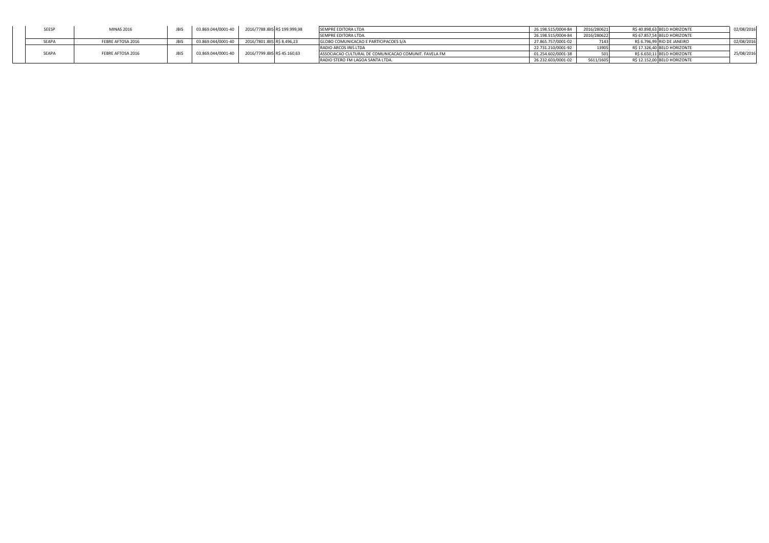| | | | | | | | | | | | |
|---|---|---|---|---|---|---|---|---|---|---|---|
| SEESP | MINAS 2016 | JBIS | 03.869.044/0001-40 | 2016/7788 JBIS | R$ 199.999,98 | SEMPRE EDITORA LTDA | 26.198.515/0004-84 | 2016/280621 | R$ 40.898,63 | BELO HORIZONTE | 02/08/2016 |
| | | | | | | SEMPRE EDITORA LTDA. | 26.198.515/0004-84 | 2016/280622 | R$ 67.857,54 | BELO HORIZONTE | |
| SEAPA | FEBRE AFTOSA 2016 | JBIS | 03.869.044/0001-40 | 2016/7801 JBIS | R$ 8.496,23 | GLOBO COMUNICACAO E PARTICIPACOES S/A | 27.865.757/0001-02 | 7143 | R$ 6.796,99 | RIO DE JANEIRO | 02/08/2016 |
| SEAPA | FEBRE AFTOSA 2016 | JBIS | 03.869.044/0001-40 | 2016/7799 JBIS | R$ 45.160,63 | RADIO ARCOS IRIS LTDA | 22.731.210/0001-92 | 13905 | R$ 17.326,40 | BELO HORIZONTE | 25/08/2016 |
| | | | | | | ASSOCIACAO CULTURAL DE COMUNICACAO COMUNIT. FAVELA FM | 01.254.602/0001-38 | 501 | R$ 6.650,11 | BELO HORIZONTE | |
| | | | | | | RADIO STERO FM LAGOA SANTA LTDA. | 26.232.603/0001-02 | 5611/1605 | R$ 12.152,00 | BELO HORIZONTE | |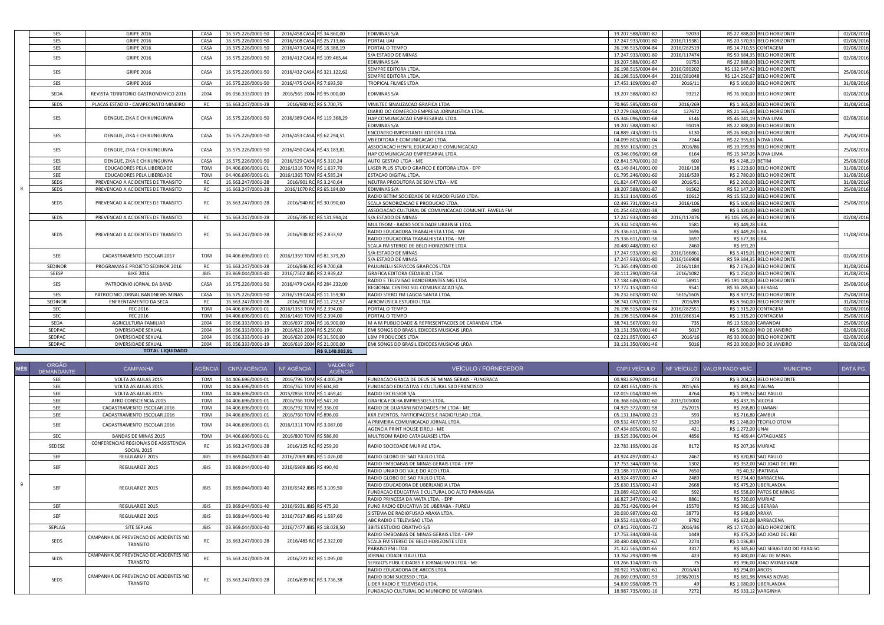| MÊS | ÓRGÃO DEMANDANTE | CAMPANHA | AGÊNCIA | CNPJ AGÊNCIA | NF AGÊNCIA | VALOR NF AGÊNCIA | VEÍCULO / FORNECEDOR | CNPJ VEÍCULO | NF VEÍCULO | VALOR PAGO VEÍC. | MUNICÍPIO | DATA PG. |
|---|---|---|---|---|---|---|---|---|---|---|---|---|
| 8 | SES | GRIPE 2016 | CASA | 16.575.226/0001-50 | 2016/458 CASA | R$ 34.860,00 | EDIMINAS S/A | 19.207.588/0001-87 | 92033 | R$ 27.888,00 | BELO HORIZONTE | 02/08/2016 |
| | SES | GRIPE 2016 | CASA | 16.575.226/0001-50 | 2016/508 CASA | R$ 25.713,66 | PORTAL UAI | 17.247.933/0001-80 | 2016/119381 | R$ 20.570,93 | BELO HORIZONTE | 02/08/2016 |
| | SES | GRIPE 2016 | CASA | 16.575.226/0001-50 | 2016/473 CASA | R$ 18.388,19 | PORTAL O TEMPO | 26.198.515/0004-84 | 2016/282519 | R$ 14.710,55 | CONTAGEM | 02/08/2016 |
| | SES | GRIPE 2016 | CASA | 16.575.226/0001-50 | 2016/412 CASA | R$ 109.465,44 | S/A ESTADO DE MINAS | 17.247.933/0001-80 | 2016/117474 | R$ 59.684,35 | BELO HORIZONTE | 02/08/2016 |
| | | | | | | | EDIMINAS S/A | 19.207.588/0001-87 | 91753 | R$ 27.888,00 | BELO HORIZONTE | |
| | SES | GRIPE 2016 | CASA | 16.575.226/0001-50 | 2016/432 CASA | R$ 321.122,62 | SEMPRE EDITORA LTDA. | 26.198.515/0004-84 | 2016/280202 | R$ 132.647,42 | BELO HORIZONTE | 25/08/2016 |
| | | | | | | | SEMPRE EDITORA LTDA. | 26.198.515/0004-84 | 2016/281048 | R$ 124.250,67 | BELO HORIZONTE | |
| | SES | GRIPE 2016 | CASA | 16.575.226/0001-50 | 2016/475 CASA | R$ 7.693,50 | TROPICAL FILMES LTDA | 17.453.109/0001-87 | 2016/11 | R$ 5.100,00 | BELO HORIZONTE | 31/08/2016 |
| | SEDA | REVISTA TERRITORIO GASTRONOMICO 2016 | 2004 | 06.056.333/0001-19 | 2016/565 2004 | R$ 95.000,00 | EDIMINAS S/A | 19.207.588/0001-87 | 93212 | R$ 76.000,00 | BELO HORIZONTE | 02/08/2016 |
| | SEDS | PLACAS ESTADIO - CAMPEONATO MINEIRO | RC | 16.663.247/0001-28 | 2016/900 RC | R$ 5.700,75 | VINILTEC SINALIZACAO GRAFICA LTDA | 70.965.595/0001-03 | 2016/269 | R$ 1.365,00 | BELO HORIZONTE | 31/08/2016 |
| | SES | DENGUE, ZIKA E CHIKUNGUNYA | CASA | 16.575.226/0001-50 | 2016/389 CASA | R$ 119.368,29 | DIARIO DO COMERCIO EMPRESA JORNALISTICA LTDA. | 17.279.068/0001-54 | 127672 | R$ 21.565,44 | BELO HORIZONTE | 02/08/2016 |
| | | | | | | | HAP COMUNICACAO EMPRESARIAL LTDA. | 05.346.096/0001-68 | 6146 | R$ 46.041,19 | NOVA LIMA | |
| | | | | | | | EDIMINAS S/A | 19.207.588/0001-87 | 91019 | R$ 27.888,00 | BELO HORIZONTE | |
| | SES | DENGUE, ZIKA E CHIKUNGUNYA | CASA | 16.575.226/0001-50 | 2016/453 CASA | R$ 62.294,51 | ENCONTRO IMPORTANTE EDITORA LTDA | 04.889.743/0001-15 | 6130 | R$ 26.880,00 | BELO HORIZONTE | 25/08/2016 |
| | | | | | | | VB EDITORA E COMUNICACAO LTDA. | 04.099.803/0001-04 | 7244 | R$ 22.955,61 | NOVA LIMA | |
| | SES | DENGUE, ZIKA E CHIKUNGUNYA | CASA | 16.575.226/0001-50 | 2016/450 CASA | R$ 43.183,81 | ASSOCIACAO HENFIL EDUCACAO E COMUNICACAO | 20.555.103/0001-25 | 2016/86 | R$ 19.199,98 | BELO HORIZONTE | 25/08/2016 |
| | | | | | | | HAP COMUNICACAO EMPRESARIAL LTDA. | 05.346.096/0001-68 | 6164 | R$ 15.347,06 | NOVA LIMA | |
| | SES | DENGUE, ZIKA E CHIKUNGUNYA | CASA | 16.575.226/0001-50 | 2016/529 CASA | R$ 5.310,24 | AUTO GESTAO LTDA - ME | 02.841.570/0001-30 | 600 | R$ 4.248,19 | BETIM | 25/08/2016 |
| | SEE | EDUCADORES PELA LIBERDADE | TOM | 04.406.696/0001-01 | 2016/1316 TOM | R$ 1.637,70 | LASER PLUS STUDIO GRAFICO E EDITORA LTDA - EPP | 65.149.841/0001-00 | 2016/138 | R$ 1.223,60 | BELO HORIZONTE | 31/08/2016 |
| | SEE | EDUCADORES PELA LIBERDADE | TOM | 04.406.696/0001-01 | 2016/1365 TOM | R$ 4.585,24 | ESTACAO DIGITAL LTDA. | 01.795.246/0001-60 | 2016/539 | R$ 2.780,00 | BELO HORIZONTE | 31/08/2016 |
| | SEDS | PREVENCAO A ACIDENTES DE TRANSITO | RC | 16.663.247/0001-28 | 2016/901 RC | R$ 3.240,64 | NEUTRA PRODUTORA DE SOM LTDA - ME | 01.824.647/0001-09 | 2016/51 | R$ 2.200,00 | BELO HORIZONTE | 31/08/2016 |
| | SEDS | PREVENCAO A ACIDENTES DE TRANSITO | RC | 16.663.247/0001-28 | 2016/1070 RC | R$ 65.184,00 | EDIMINAS S/A | 19.207.588/0001-87 | 91562 | R$ 52.147,20 | BELO HORIZONTE | 25/08/2016 |
| | SEDS | PREVENCAO A ACIDENTES DE TRANSITO | RC | 16.663.247/0001-28 | 2016/940 RC | R$ 30.090,60 | RADIO BETIM SOCIEDADE DE RADIODIFUSAO LTDA. | 21.513.114/0001-05 | 10612 | R$ 15.552,00 | BELO HORIZONTE | 25/08/2016 |
| | | | | | | | SCALA SONORIZACAO E PRODUCAO LTDA. | 02.493.731/0001-41 | 2016/106 | R$ 5.100,48 | BELO HORIZONTE | |
| | | | | | | | ASSOCIACAO CULTURAL DE COMUNICACAO COMUNIT. FAVELA FM | 01.254.602/0001-38 | 490 | R$ 3.420,00 | BELO HORIZONTE | |
| | SEDS | PREVENCAO A ACIDENTES DE TRANSITO | RC | 16.663.247/0001-28 | 2016/785 RC | R$ 131.994,24 | S/A ESTADO DE MINAS | 17.247.933/0001-80 | 2016/117476 | R$ 105.595,39 | BELO HORIZONTE | 02/08/2016 |
| | SEDS | PREVENCAO A ACIDENTES DE TRANSITO | RC | 16.663.247/0001-28 | 2016/938 RC | R$ 2.833,92 | MULTISOM - RADIO SOCIEDADE UBAENSE LTDA. | 25.332.503/0001-95 | 1581 | R$ 449,28 | UBA | 11/08/2016 |
| | | | | | | | RADIO EDUCADORA TRABALHISTA LTDA - ME | 25.336.611/0001-36 | 1696 | R$ 449,28 | UBA | |
| | | | | | | | RADIO EDUCADORA TRABALHISTA LTDA - ME | 25.336.611/0001-36 | 1697 | R$ 677,38 | UBA | |
| | | | | | | | SCALA FM STEREO DE BELO HORIZONTE LTDA | 20.480.448/0001-67 | 2460 | R$ 691,20 | | |
| | SEE | CADASTRAMENTO ESCOLAR 2017 | TOM | 04.406.696/0001-01 | 2016/1359 TOM | R$ 81.379,20 | S/A ESTADO DE MINAS | 17.247.933/0001-80 | 2016/166861 | R$ 5.419,01 | BELO HORIZONTE | 02/08/2016 |
| | | | | | | | S/A ESTADO DE MINAS | 17.247.933/0001-80 | 2016/166908 | R$ 59.684,35 | BELO HORIZONTE | |
| | SEDINOR | PROGRAMAS E PROJETO SEDINOR 2016 | RC | 16.663.247/0001-28 | 2016/846 RC | R$ 9.700,68 | PAULINELLI SERVICOS GRAFICOS LTDA | 71.365.449/0001-00 | 2016/1184 | R$ 7.176,00 | BELO HORIZONTE | 31/08/2016 |
| | SEESP | BIKE 2016 | JBIS | 03.869.044/0001-40 | 2016/7502 JBIS | R$ 2.939,42 | GRAFICA EDITORA CEDABLIO LTDA | 20.111.290/0001-58 | 2016/1082 | R$ 1.250,00 | BELO HORIZONTE | 31/08/2016 |
| | SES | PATROCINIO JORNAL DA BAND | CASA | 16.575.226/0001-50 | 2016/479 CASA | R$ 284.232,00 | RADIO E TELEVISAO BANDEIRANTES MG LTDA | 17.184.649/0001-02 | 58911 | R$ 191.100,00 | BELO HORIZONTE | 25/08/2016 |
| | | | | | | | REGIONAL CENTRO SUL COMUNICACAO S/A. | 17.772.153/0001-50 | 9541 | R$ 36.285,60 | UBERABA | |
| | SES | PATROCINIO JORNAL BANDNEWS MINAS | CASA | 16.575.226/0001-50 | 2016/519 CASA | R$ 11.159,90 | RADIO STERO FM LAGOA SANTA LTDA. | 26.232.603/0001-02 | 5615/1605 | R$ 8.927,92 | BELO HORIZONTE | 25/08/2016 |
| | SEDINOR | ENFRENTAMENTO DA SECA | RC | 16.663.247/0001-28 | 2016/902 RC | R$ 11.732,57 | AEROMUSICA ESTUDIO LTDA. | 38.741.070/0001-73 | 2016/89 | R$ 8.960,00 | BELO HORIZONTE | 31/08/2016 |
| | SEC | FEC 2016 | TOM | 04.406.696/0001-01 | 2016/1353 TOM | R$ 2.394,00 | PORTAL O TEMPO | 26.198.515/0004-84 | 2016/282551 | R$ 1.915,20 | CONTAGEM | 02/08/2016 |
| | SEC | FEC 2016 | TOM | 04.406.696/0001-01 | 2016/1469 TOM | R$ 2.394,00 | PORTAL O TEMPO | 26.198.515/0004-84 | 2016/286314 | R$ 1.915,20 | CONTAGEM | 25/08/2016 |
| | SEDA | AGRICULTURA FAMILIAR | 2004 | 06.056.333/0001-19 | 2016/697 2004 | R$ 16.900,00 | M A M PUBLICIDADE & REPRESENTACOES DE CARANDAI LTDA | 38.741.567/0001-91 | 735 | R$ 13.520,00 | CARANDAI | 25/08/2016 |
| | SEDPAC | DIVERSIDADE SEXUAL | 2004 | 06.056.333/0001-19 | 2016/621 2004 | R$ 5.250,00 | EMI SONGS DO BRASIL EDICOES MUSICAIS LRDA | 33.131.350/0001-46 | 5017 | R$ 5.000,00 | RIO DE JANEIRO | 02/08/2016 |
| | SEDPAC | DIVERSIDADE SEXUAL | 2004 | 06.056.333/0001-19 | 2016/620 2004 | R$ 31.500,00 | LBM PRODUCOES LTDA | 02.221.857/0001-67 | 2016/16 | R$ 30.000,00 | BELO HORIZONTE | 02/08/2016 |
| | SEDPAC | DIVERSIDADE SEXUAL | 2004 | 06.056.333/0001-19 | 2016/619 2004 | R$ 21.000,00 | EMI SONGS DO BRASIL EDICOES MUSICAIS LRDA | 33.131.350/0001-46 | 5016 | R$ 20.000,00 | RIO DE JANEIRO | 02/08/2016 |
| | | **TOTAL LIQUIDADO** | | | | **R$ 9.140.083,91** | | | | | | |

| MÊS | ÓRGÃO DEMANDANTE | CAMPANHA | AGÊNCIA | CNPJ AGÊNCIA | NF AGÊNCIA | VALOR NF AGÊNCIA | VEÍCULO / FORNECEDOR | CNPJ VEÍCULO | NF VEÍCULO | VALOR PAGO VEÍC. | MUNICÍPIO | DATA PG. |
|---|---|---|---|---|---|---|---|---|---|---|---|---|
| 9 | SEE | VOLTA AS AULAS 2015 | TOM | 04.406.696/0001-01 | 2016/796 TOM | R$ 4.005,29 | FUNDACAO GRACA DE DEUS DE MINAS GERAIS - FUNGRACA | 00.982.879/0001-14 | 273 | R$ 3.204,23 | BELO HORIZONTE | |
| | SEE | VOLTA AS AULAS 2015 | TOM | 04.406.696/0001-01 | 2016/762 TOM | R$ 604,80 | FUNDACAO EDUCATIVA E CULTURAL SAO FRANCISCO | 02.481.651/0001-76 | 2015/65 | R$ 483,84 | ITAUNA | |
| | SEE | VOLTA AS AULAS 2015 | TOM | 04.406.696/0001-01 | 2015/2858 TOM | R$ 1.469,41 | RADIO EXCELSIOR S/A | 02.015.014/0002-95 | 4764 | R$ 1.199,52 | SAO PAULO | |
| | SEE | AFRO CONSCIENCIA 2015 | TOM | 04.406.696/0001-01 | 2016/766 TOM | R$ 547,20 | GRAFICA FOLHA IMPRESSOES LTDA. | 06.368.606/0001-60 | 2015/101000 | R$ 437,76 | VICOSA | |
| | SEE | CADASTRAMENTO ESCOLAR 2016 | TOM | 04.406.696/0001-01 | 2016/792 TOM | R$ 336,00 | RADIO DE GUARANI NOVIDADES FM LTDA - ME | 04.929.372/0001-58 | 23/2015 | R$ 268,80 | GUARANI | |
| | SEE | CADASTRAMENTO ESCOLAR 2016 | TOM | 04.406.696/0001-01 | 2016/760 TOM | R$ 896,00 | KKR EVENTOS, PARTICIPACOES E RADIOFUSAO LTDA. | 05.131.184/0002-23 | 593 | R$ 716,80 | CAMBUI | |
| | SEE | CADASTRAMENTO ESCOLAR 2016 | TOM | 04.406.696/0001-01 | 2016/1311 TOM | R$ 3.087,00 | A PRIMEIRA COMUNICACAO JORNAL LTDA. | 09.532.467/0001-57 | 1520 | R$ 1.248,00 | TEOFILO OTONI | |
| | | | | | | | AGENCIA PRINT HOUSE EIRELI - ME | 07.434.805/0001-92 | 421 | R$ 1.272,00 | UNAI | |
| | SEC | BANDAS DE MINAS 2015 | TOM | 04.406.696/0001-01 | 2016/800 TOM | R$ 586,80 | MULTISOM RADIO CATAGUASES LTDA | 19.525.336/0001-04 | 4856 | R$ 469,44 | CATAGUASES | |
| | SEDESE | CONFERENCIAS REGIONAIS DE ASSISTENCIA SOCIAL 2015 | RC | 16.663.247/0001-28 | 2016/125 RC | R$ 259,20 | RADIO SOCIEDADE MURIAE LTDA. | 22.783.195/0001-26 | 8172 | R$ 207,36 | MURIAE | |
| | SEF | REGULARIZE 2015 | JBIS | 03.869.044/0001-40 | 2016/7069 JBIS | R$ 1.026,00 | RADIO GLOBO DE SAO PAULO LTDA | 43.924.497/0001-47 | 2467 | R$ 820,80 | SAO PAULO | |
| | SEF | REGULARIZE 2015 | JBIS | 03.869.044/0001-40 | 2016/6969 JBIS | R$ 490,40 | RADIO EMBOABAS DE MINAS GERAIS LTDA - EPP | 17.753.344/0003-36 | 1302 | R$ 352,00 | SAO JOAO DEL REI | |
| | | | | | | | RADIO UNIAO DO VALE DO ACO LTDA. | 23.188.717/0001-04 | 7650 | R$ 40,32 | IPATINGA | |
| | SEF | REGULARIZE 2015 | JBIS | 03.869.044/0001-40 | 2016/6542 JBIS | R$ 3.109,50 | RADIO GLOBO DE SAO PAULO LTDA. | 43.924.497/0001-47 | 2489 | R$ 734,40 | BARBACENA | |
| | | | | | | | RADIO EDUCADORA DE UBERLANDIA LTDA | 25.630.153/0001-43 | 2668 | R$ 475,20 | UBERLANDIA | |
| | | | | | | | FUNDACAO EDUCATIVA E CULTURAL DO ALTO PARANAIBA | 23.089.402/0001-00 | 592 | R$ 558,00 | PATOS DE MINAS | |
| | | | | | | | RADIO PRINCESA DA MATA LTDA. - EPP | 16.827.346/0001-42 | 8861 | R$ 720,00 | MURIAE | |
| | SEF | REGULARIZE 2015 | JBIS | 03.869.044/0001-40 | 2016/6931 JBIS | R$ 475,20 | FUND RADIO EDUCATIVA DE UBERABA - FUREU | 20.751.426/0001-94 | 15570 | R$ 380,16 | UBERABA | |
| | SEF | REGULARIZE 2015 | JBIS | 03.869.044/0001-40 | 2016/7617 JBIS | R$ 1.587,60 | SISTEMA DE RADIOFUSAO ARAXA LTDA. | 20.030.987/0001-02 | 38773 | R$ 648,00 | ARAXA | |
| | | | | | | | ABC RADIO E TELEVISAO LTDA | 19.552.413/0001-07 | 9792 | R$ 622,08 | BARBACENA | |
| | SEPLAG | SITE SEPLAG | JBIS | 03.869.044/0001-40 | 2016/7477 JBIS | R$ 18.028,50 | 3BITS ESTUDIO CRIATIVO S/S | 07.842.700/0001-72 | 2016/36 | R$ 17.170,00 | BELO HORIZONTE | |
| | SEDS | CAMPANHA DE PREVENCAO DE ACIDENTES NO TRANSITO | RC | 16.663.247/0001-28 | 2016/483 RC | R$ 2.322,00 | RADIO EMBOABAS DE MINAS GERAIS LTDA - EPP | 17.753.344/0003-36 | 1449 | R$ 475,20 | SAO JOAO DEL REI | |
| | | | | | | | SCALA FM STEREO DE BELO HORIZONTE LTDA | 20.480.448/0001-67 | 2274 | R$ 1.036,80 | | |
| | | | | | | | PARAISO FM LTDA. | 21.322.565/0001-65 | 3317 | R$ 345,60 | SAO SEBASTIAO DO PARAISO | |
| | SEDS | CAMPANHA DE PREVENCAO DE ACIDENTES NO TRANSITO | RC | 16.663.247/0001-28 | 2016/721 RC | R$ 1.095,00 | JORNAL CIDADE ITAU LTDA | 13.762.293/0001-96 | 423 | R$ 480,00 | ITAU DE MINAS | |
| | | | | | | | SERGIO'S PUBLICIDADES E JORNALISMO LTDA - ME | 03.266.114/0001-76 | 75 | R$ 396,00 | JOAO MONLEVADE | |
| | SEDS | CAMPANHA DE PREVENCAO DE ACIDENTES NO TRANSITO | RC | 16.663.247/0001-28 | 2016/839 RC | R$ 3.736,38 | RADIO EDUCADORA DE ARCOS LTDA. | 20.922.753/0001-61 | 2016/43 | R$ 294,00 | ARCOS | |
| | | | | | | | RADIO BOM SUCESSO LTDA. | 26.069.039/0001-59 | 2098/2015 | R$ 681,98 | MINAS NOVAS | |
| | | | | | | | LIDER RADIO E TELEVISAO LTDA. | 54.839.998/0005-75 | 49 | R$ 1.080,00 | UBERLANDIA | |
| | | | | | | | FUNDACAO CULTURAL DO MUNICIPIO DE VARGINHA | 18.987.735/0001-16 | 7272 | R$ 933,12 | VARGINHA | |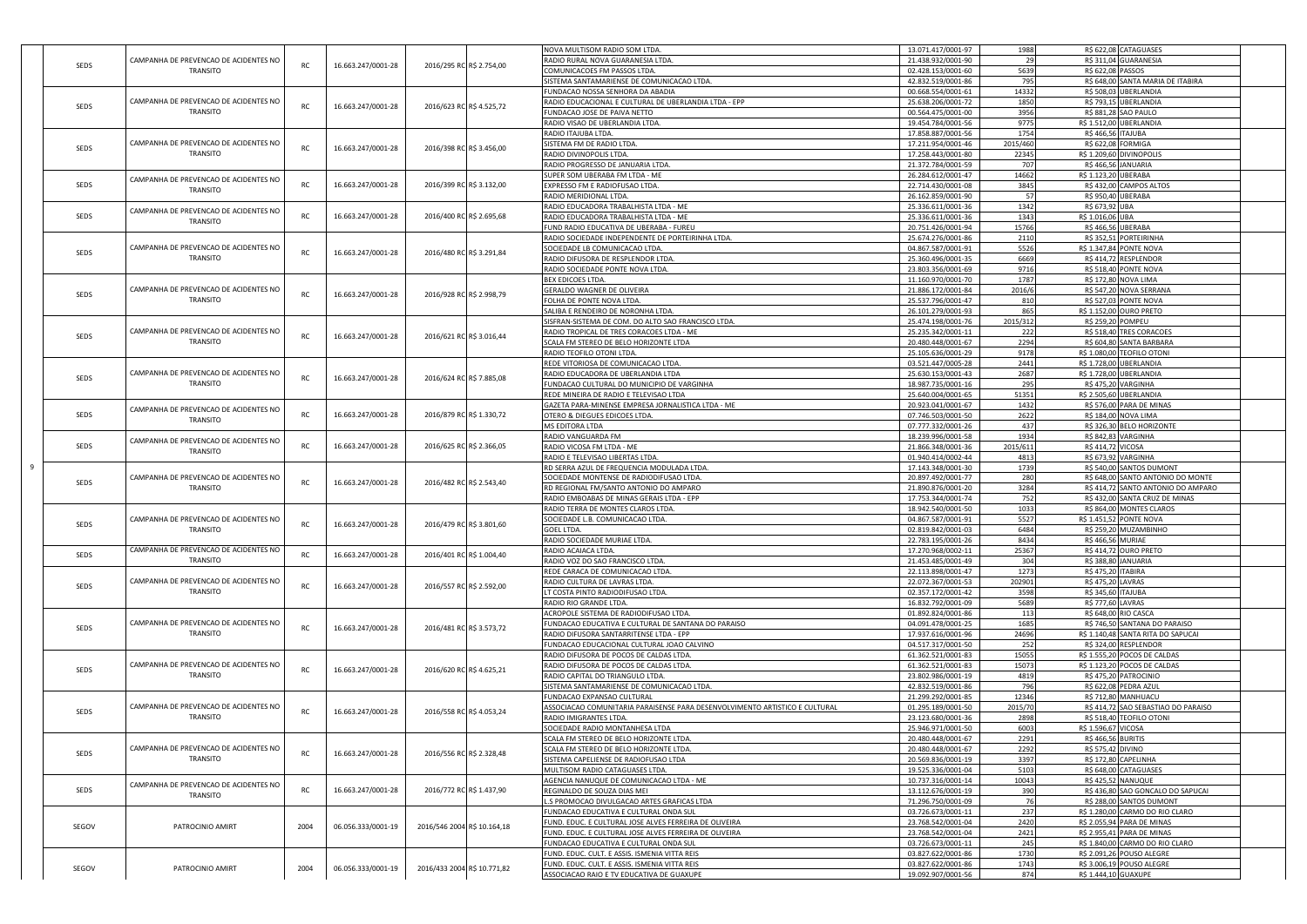| | | | | | | | | | |
|---|---|---|---|---|---|---|---|---|---|
| SEDS | CAMPANHA DE PREVENCAO DE ACIDENTES NO TRANSITO | RC | 16.663.247/0001-28 | 2016/295 RC | R$ 2.754,00 | NOVA MULTISOM RADIO SOM LTDA. | 13.071.417/0001-97 | 1988 | R$ 622,08 | CATAGUASES |
| | | | | | | RADIO RURAL NOVA GUARANESIA LTDA. | 21.438.932/0001-90 | 29 | R$ 311,04 | GUARANESIA |
| | | | | | | COMUNICACOES FM PASSOS LTDA. | 02.428.153/0001-60 | 5639 | R$ 622,08 | PASSOS |
| | | | | | | SISTEMA SANTAMARIENSE DE COMUNICACAO LTDA. | 42.832.519/0001-86 | 795 | R$ 648,00 | SANTA MARIA DE ITABIRA |
| SEDS | CAMPANHA DE PREVENCAO DE ACIDENTES NO TRANSITO | RC | 16.663.247/0001-28 | 2016/623 RC | R$ 4.525,72 | FUNDACAO NOSSA SENHORA DA ABADIA | 00.668.554/0001-61 | 14332 | R$ 508,03 | UBERLANDIA |
| | | | | | | RADIO EDUCACIONAL E CULTURAL DE UBERLANDIA LTDA - EPP | 25.638.206/0001-72 | 1850 | R$ 793,15 | UBERLANDIA |
| | | | | | | FUNDACAO JOSE DE PAIVA NETTO | 00.564.475/0001-00 | 3956 | R$ 881,28 | SAO PAULO |
| | | | | | | RADIO VISAO DE UBERLANDIA LTDA. | 19.454.784/0001-56 | 9775 | R$ 1.512,00 | UBERLANDIA |
| SEDS | CAMPANHA DE PREVENCAO DE ACIDENTES NO TRANSITO | RC | 16.663.247/0001-28 | 2016/398 RC | R$ 3.456,00 | RADIO ITAJUBA LTDA. | 17.858.887/0001-56 | 1754 | R$ 466,56 | ITAJUBA |
| | | | | | | SISTEMA FM DE RADIO LTDA. | 17.221.954/0001-46 | 2015/460 | R$ 622,08 | FORMIGA |
| | | | | | | RADIO DIVINOPOLIS LTDA. | 17.258.443/0001-80 | 22345 | R$ 1.209,60 | DIVINOPOLIS |
| | | | | | | RADIO PROGRESSO DE JANUARIA LTDA. | 21.372.784/0001-59 | 707 | R$ 466,56 | JANUARIA |
| SEDS | CAMPANHA DE PREVENCAO DE ACIDENTES NO TRANSITO | RC | 16.663.247/0001-28 | 2016/399 RC | R$ 3.132,00 | SUPER SOM UBERABA FM LTDA - ME | 26.284.612/0001-47 | 14662 | R$ 1.123,20 | UBERABA |
| | | | | | | EXPRESSO FM E RADIOFUSAO LTDA. | 22.714.430/0001-08 | 3845 | R$ 432,00 | CAMPOS ALTOS |
| | | | | | | RADIO MERIDIONAL LTDA. | 26.162.859/0001-90 | 57 | R$ 950,40 | UBERABA |
| SEDS | CAMPANHA DE PREVENCAO DE ACIDENTES NO TRANSITO | RC | 16.663.247/0001-28 | 2016/400 RC | R$ 2.695,68 | RADIO EDUCADORA TRABALHISTA LTDA - ME | 25.336.611/0001-36 | 1342 | R$ 673,92 | UBA |
| | | | | | | RADIO EDUCADORA TRABALHISTA LTDA - ME | 25.336.611/0001-36 | 1343 | R$ 1.016,06 | UBA |
| | | | | | | FUND RADIO EDUCATIVA DE UBERABA - FUREU | 20.751.426/0001-94 | 15766 | R$ 466,56 | UBERABA |
| SEDS | CAMPANHA DE PREVENCAO DE ACIDENTES NO TRANSITO | RC | 16.663.247/0001-28 | 2016/480 RC | R$ 3.291,84 | RADIO SOCIEDADE INDEPENDENTE DE PORTEIRINHA LTDA. | 25.674.276/0001-86 | 2110 | R$ 352,51 | PORTEIRINHA |
| | | | | | | SOCIEDADE LB COMUNICACAO LTDA. | 04.867.587/0001-91 | 5526 | R$ 1.347,84 | PONTE NOVA |
| | | | | | | RADIO DIFUSORA DE RESPLENDOR LTDA. | 25.360.496/0001-35 | 6669 | R$ 414,72 | RESPLENDOR |
| | | | | | | RADIO SOCIEDADE PONTE NOVA LTDA. | 23.803.356/0001-69 | 9716 | R$ 518,40 | PONTE NOVA |
| SEDS | CAMPANHA DE PREVENCAO DE ACIDENTES NO TRANSITO | RC | 16.663.247/0001-28 | 2016/928 RC | R$ 2.998,79 | BEX EDICOES LTDA. | 11.160.970/0001-70 | 1787 | R$ 172,80 | NOVA LIMA |
| | | | | | | GERALDO WAGNER DE OLIVEIRA | 21.886.172/0001-84 | 2016/6 | R$ 547,20 | NOVA SERRANA |
| | | | | | | FOLHA DE PONTE NOVA LTDA. | 25.537.796/0001-47 | 810 | R$ 527,03 | PONTE NOVA |
| | | | | | | SALIBA E RENDEIRO DE NORONHA LTDA. | 26.101.279/0001-93 | 865 | R$ 1.152,00 | OURO PRETO |
| SEDS | CAMPANHA DE PREVENCAO DE ACIDENTES NO TRANSITO | RC | 16.663.247/0001-28 | 2016/621 RC | R$ 3.016,44 | SISFRAN-SISTEMA DE COM. DO ALTO SAO FRANCISCO LTDA. | 25.474.198/0001-76 | 2015/312 | R$ 259,20 | POMPEU |
| | | | | | | RADIO TROPICAL DE TRES CORACOES LTDA - ME | 25.235.342/0001-11 | 222 | R$ 518,40 | TRES CORACOES |
| | | | | | | SCALA FM STEREO DE BELO HORIZONTE LTDA | 20.480.448/0001-67 | 2294 | R$ 604,80 | SANTA BARBARA |
| | | | | | | RADIO TEOFILO OTONI LTDA. | 25.105.636/0001-29 | 9178 | R$ 1.080,00 | TEOFILO OTONI |
| SEDS | CAMPANHA DE PREVENCAO DE ACIDENTES NO TRANSITO | RC | 16.663.247/0001-28 | 2016/624 RC | R$ 7.885,08 | REDE VITORIOSA DE COMUNICACAO LTDA. | 03.521.447/0005-28 | 2441 | R$ 1.728,00 | UBERLANDIA |
| | | | | | | RADIO EDUCADORA DE UBERLANDIA LTDA | 25.630.153/0001-43 | 2687 | R$ 1.728,00 | UBERLANDIA |
| | | | | | | FUNDACAO CULTURAL DO MUNICIPIO DE VARGINHA | 18.987.735/0001-16 | 295 | R$ 475,20 | VARGINHA |
| | | | | | | REDE MINEIRA DE RADIO E TELEVISAO LTDA | 25.640.004/0001-65 | 51351 | R$ 2.505,60 | UBERLANDIA |
| SEDS | CAMPANHA DE PREVENCAO DE ACIDENTES NO TRANSITO | RC | 16.663.247/0001-28 | 2016/879 RC | R$ 1.330,72 | GAZETA PARA-MINENSE EMPRESA JORNALISTICA LTDA - ME | 20.923.041/0001-67 | 1432 | R$ 576,00 | PARA DE MINAS |
| | | | | | | OTERO & DIEGUES EDICOES LTDA. | 07.746.503/0001-50 | 2622 | R$ 184,00 | NOVA LIMA |
| | | | | | | MS EDITORA LTDA | 07.777.332/0001-26 | 437 | R$ 326,30 | BELO HORIZONTE |
| SEDS | CAMPANHA DE PREVENCAO DE ACIDENTES NO TRANSITO | RC | 16.663.247/0001-28 | 2016/625 RC | R$ 2.366,05 | RADIO VANGUARDA FM | 18.239.996/0001-58 | 1934 | R$ 842,83 | VARGINHA |
| | | | | | | RADIO VICOSA FM LTDA - ME | 21.866.348/0001-36 | 2015/611 | R$ 414,72 | VICOSA |
| | | | | | | RADIO E TELEVISAO LIBERTAS LTDA. | 01.940.414/0002-44 | 4813 | R$ 673,92 | VARGINHA |
| SEDS | CAMPANHA DE PREVENCAO DE ACIDENTES NO TRANSITO | RC | 16.663.247/0001-28 | 2016/482 RC | R$ 2.543,40 | RD SERRA AZUL DE FREQUENCIA MODULADA LTDA. | 17.143.348/0001-30 | 1739 | R$ 540,00 | SANTOS DUMONT |
| | | | | | | SOCIEDADE MONTENSE DE RADIODIFUSAO LTDA. | 20.897.492/0001-77 | 280 | R$ 648,00 | SANTO ANTONIO DO MONTE |
| | | | | | | RD REGIONAL FM/SANTO ANTONIO DO AMPARO | 21.890.876/0001-20 | 3284 | R$ 414,72 | SANTO ANTONIO DO AMPARO |
| | | | | | | RADIO EMBOABAS DE MINAS GERAIS LTDA - EPP | 17.753.344/0001-74 | 752 | R$ 432,00 | SANTA CRUZ DE MINAS |
| SEDS | CAMPANHA DE PREVENCAO DE ACIDENTES NO TRANSITO | RC | 16.663.247/0001-28 | 2016/479 RC | R$ 3.801,60 | RADIO TERRA DE MONTES CLAROS LTDA. | 18.942.540/0001-50 | 1033 | R$ 864,00 | MONTES CLAROS |
| | | | | | | SOCIEDADE L.B. COMUNICACAO LTDA. | 04.867.587/0001-91 | 5527 | R$ 1.451,52 | PONTE NOVA |
| | | | | | | GOEL LTDA. | 02.819.842/0001-03 | 6484 | R$ 259,20 | MUZAMBINHO |
| | | | | | | RADIO SOCIEDADE MURIAE LTDA. | 22.783.195/0001-26 | 8434 | R$ 466,56 | MURIAE |
| SEDS | CAMPANHA DE PREVENCAO DE ACIDENTES NO TRANSITO | RC | 16.663.247/0001-28 | 2016/401 RC | R$ 1.004,40 | RADIO ACAIACA LTDA. | 17.270.968/0002-11 | 25367 | R$ 414,72 | OURO PRETO |
| | | | | | | RADIO VOZ DO SAO FRANCISCO LTDA. | 21.453.485/0001-49 | 304 | R$ 388,80 | JANUARIA |
| SEDS | CAMPANHA DE PREVENCAO DE ACIDENTES NO TRANSITO | RC | 16.663.247/0001-28 | 2016/557 RC | R$ 2.592,00 | REDE CARACA DE COMUNICACAO LTDA. | 22.113.898/0001-47 | 1273 | R$ 475,20 | ITABIRA |
| | | | | | | RADIO CULTURA DE LAVRAS LTDA. | 22.072.367/0001-53 | 202901 | R$ 475,20 | LAVRAS |
| | | | | | | LT COSTA PINTO RADIODIFUSAO LTDA. | 02.357.172/0001-42 | 3598 | R$ 345,60 | ITAJUBA |
| | | | | | | RADIO RIO GRANDE LTDA. | 16.832.792/0001-09 | 5689 | R$ 777,60 | LAVRAS |
| SEDS | CAMPANHA DE PREVENCAO DE ACIDENTES NO TRANSITO | RC | 16.663.247/0001-28 | 2016/481 RC | R$ 3.573,72 | ACROPOLE SISTEMA DE RADIODIFUSAO LTDA. | 01.892.824/0001-86 | 113 | R$ 648,00 | RIO CASCA |
| | | | | | | FUNDACAO EDUCATIVA E CULTURAL DE SANTANA DO PARAISO | 04.091.478/0001-25 | 1685 | R$ 746,50 | SANTANA DO PARAISO |
| | | | | | | RADIO DIFUSORA SANTARRITENSE LTDA - EPP | 17.937.616/0001-96 | 24696 | R$ 1.140,48 | SANTA RITA DO SAPUCAI |
| | | | | | | FUNDACAO EDUCACIONAL CULTURAL JOAO CALVINO | 04.517.317/0001-50 | 252 | R$ 324,00 | RESPLENDOR |
| SEDS | CAMPANHA DE PREVENCAO DE ACIDENTES NO TRANSITO | RC | 16.663.247/0001-28 | 2016/620 RC | R$ 4.625,21 | RADIO DIFUSORA DE POCOS DE CALDAS LTDA. | 61.362.521/0001-83 | 15055 | R$ 1.555,20 | POCOS DE CALDAS |
| | | | | | | RADIO DIFUSORA DE POCOS DE CALDAS LTDA. | 61.362.521/0001-83 | 15073 | R$ 1.123,20 | POCOS DE CALDAS |
| | | | | | | RADIO CAPITAL DO TRIANGULO LTDA. | 23.802.986/0001-19 | 4819 | R$ 475,20 | PATROCINIO |
| | | | | | | SISTEMA SANTAMARIENSE DE COMUNICACAO LTDA. | 42.832.519/0001-86 | 796 | R$ 622,08 | PEDRA AZUL |
| SEDS | CAMPANHA DE PREVENCAO DE ACIDENTES NO TRANSITO | RC | 16.663.247/0001-28 | 2016/558 RC | R$ 4.053,24 | FUNDACAO EXPANSAO CULTURAL | 21.299.292/0001-85 | 12346 | R$ 712,80 | MANHUACU |
| | | | | | | ASSOCIACAO COMUNITARIA PARAISENSE PARA DESENVOLVIMENTO ARTISTICO E CULTURAL | 01.295.189/0001-50 | 2015/70 | R$ 414,72 | SAO SEBASTIAO DO PARAISO |
| | | | | | | RADIO IMIGRANTES LTDA. | 23.123.680/0001-36 | 2898 | R$ 518,40 | TEOFILO OTONI |
| | | | | | | SOCIEDADE RADIO MONTANHESA LTDA | 25.946.971/0001-50 | 6003 | R$ 1.596,67 | VICOSA |
| SEDS | CAMPANHA DE PREVENCAO DE ACIDENTES NO TRANSITO | RC | 16.663.247/0001-28 | 2016/556 RC | R$ 2.328,48 | SCALA FM STEREO DE BELO HORIZONTE LTDA. | 20.480.448/0001-67 | 2291 | R$ 466,56 | BURITIS |
| | | | | | | SCALA FM STEREO DE BELO HORIZONTE LTDA. | 20.480.448/0001-67 | 2292 | R$ 575,42 | DIVINO |
| | | | | | | SISTEMA CAPELIENSE DE RADIOFUSAO LTDA | 20.569.836/0001-19 | 3397 | R$ 172,80 | CAPELINHA |
| | | | | | | MULTISOM RADIO CATAGUASES LTDA. | 19.525.336/0001-04 | 5103 | R$ 648,00 | CATAGUASES |
| SEDS | CAMPANHA DE PREVENCAO DE ACIDENTES NO TRANSITO | RC | 16.663.247/0001-28 | 2016/772 RC | R$ 1.437,90 | AGENCIA NANUQUE DE COMUNICACAO LTDA - ME | 10.737.316/0001-14 | 10043 | R$ 425,52 | NANUQUE |
| | | | | | | REGINALDO DE SOUZA DIAS MEI | 13.112.676/0001-19 | 390 | R$ 436,80 | SAO GONCALO DO SAPUCAI |
| | | | | | | L.S PROMOCAO DIVULGACAO ARTES GRAFICAS LTDA | 71.296.750/0001-09 | 76 | R$ 288,00 | SANTOS DUMONT |
| SEGOV | PATROCINIO AMIRT | 2004 | 06.056.333/0001-19 | 2016/546 2004 | R$ 10.164,18 | FUNDACAO EDUCATIVA E CULTURAL ONDA SUL | 03.726.673/0001-11 | 237 | R$ 1.280,00 | CARMO DO RIO CLARO |
| | | | | | | FUND. EDUC. E CULTURAL JOSE ALVES FERREIRA DE OLIVEIRA | 23.768.542/0001-04 | 2420 | R$ 2.055,94 | PARA DE MINAS |
| | | | | | | FUND. EDUC. E CULTURAL JOSE ALVES FERREIRA DE OLIVEIRA | 23.768.542/0001-04 | 2421 | R$ 2.955,41 | PARA DE MINAS |
| | | | | | | FUNDACAO EDUCATIVA E CULTURAL ONDA SUL | 03.726.673/0001-11 | 245 | R$ 1.840,00 | CARMO DO RIO CLARO |
| SEGOV | PATROCINIO AMIRT | 2004 | 06.056.333/0001-19 | 2016/433 2004 | R$ 10.771,82 | FUND. EDUC. CULT. E ASSIS. ISMENIA VITTA REIS | 03.827.622/0001-86 | 1730 | R$ 2.091,26 | POUSO ALEGRE |
| | | | | | | FUND. EDUC. CULT. E ASSIS. ISMENIA VITTA REIS | 03.827.622/0001-86 | 1743 | R$ 3.006,19 | POUSO ALEGRE |
| | | | | | | ASSOCIACAO RAIO E TV EDUCATIVA DE GUAXUPE | 19.092.907/0001-56 | 874 | R$ 1.444,10 | GUAXUPE |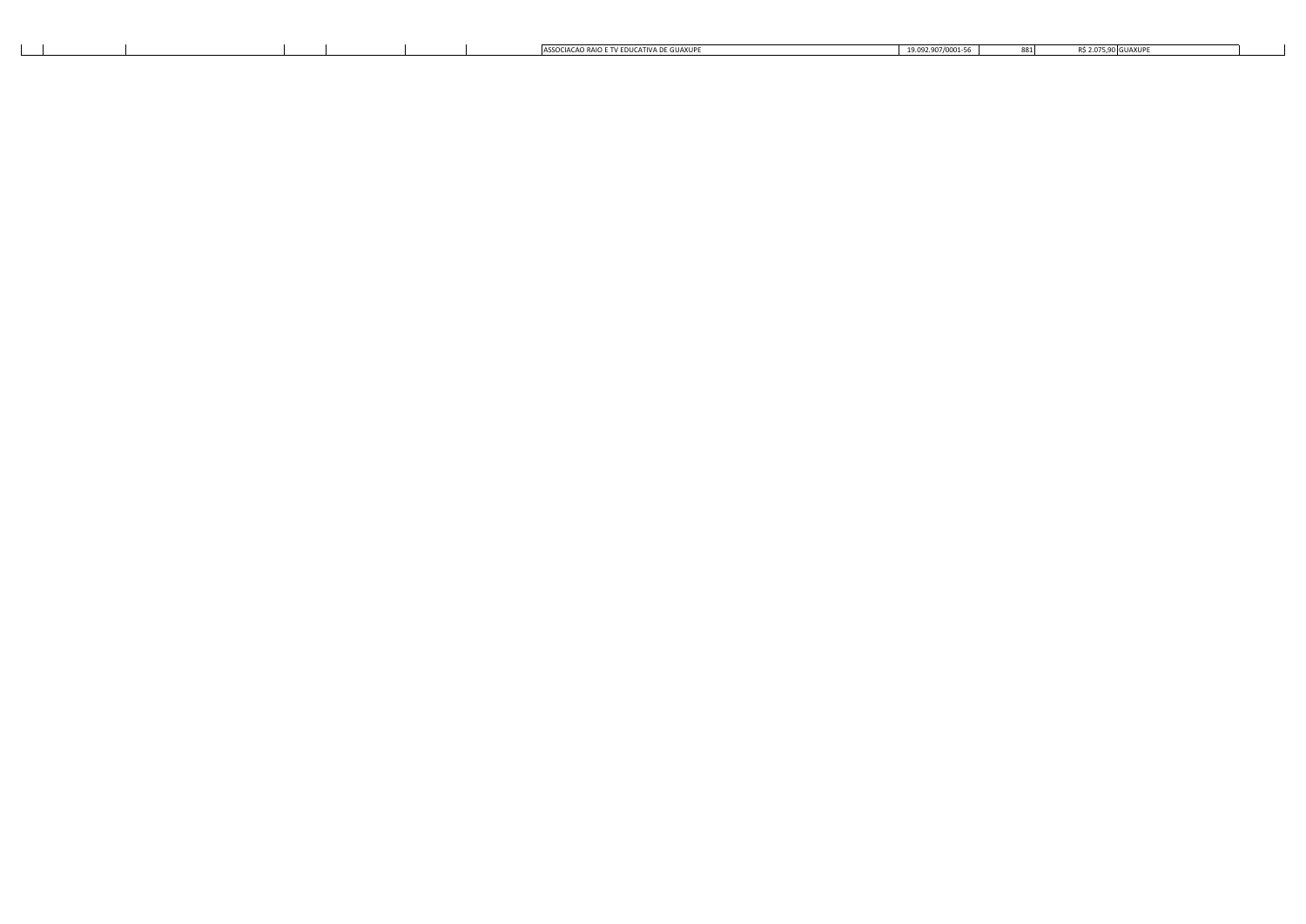| | | | | | | | ASSOCIACAO RAIO E TV EDUCATIVA DE GUAXUPE | 19.092.907/0001-56 | 881 | R$ 2.075,90 | GUAXUPE | |
|---|---|---|---|---|---|---|---|---|---|---|---|---|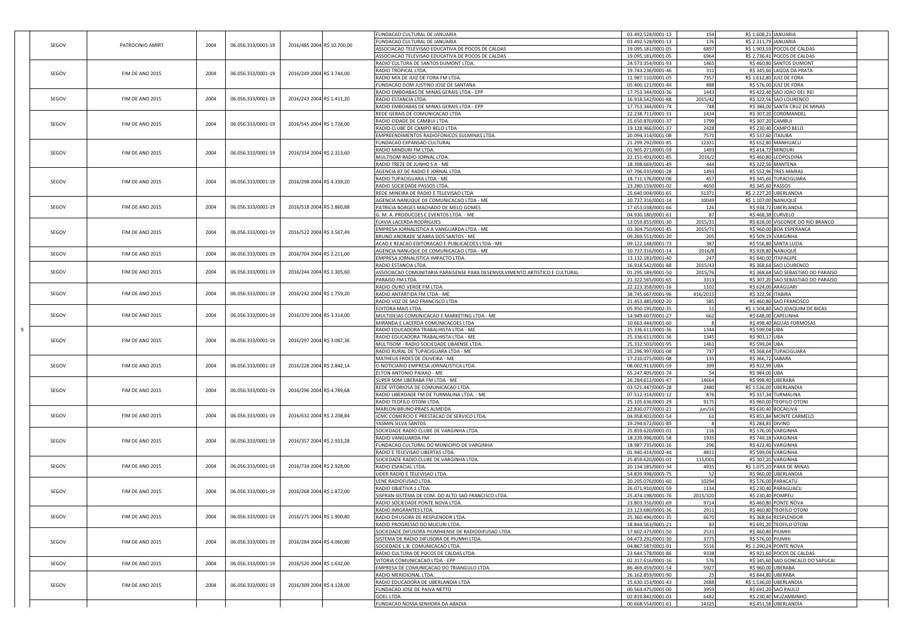| | | | | | | | | | | |
|---|---|---|---|---|---|---|---|---|---|---|
| SEGOV | PATROCINIO AMIRT | 2004 | 06.056.333/0001-19 | 2016/485 2004 | R$ 10.700,00 | FUNDACAO CULTURAL DE JANUARIA | 03.492.528/0001-13 | 154 | R$ 1.608,21 | JANUARIA |
| | | | | | | FUNDACAO CULTURAL DE JANUARIA | 03.492.528/0001-13 | 176 | R$ 2.311,79 | JANUARIA |
| | | | | | | ASSOCIACAO TELEVISAO EDUCATIVA DE POCOS DE CALDAS | 19.095.181/0001-05 | 6897 | R$ 1.903,59 | POCOS DE CALDAS |
| | | | | | | ASSOCIACAO TELEVISAO EDUCATIVA DE POCOS DE CALDAS | 19.095.181/0001-05 | 6964 | R$ 2.736,41 | POCOS DE CALDAS |
| SEGOV | FIM DE ANO 2015 | 2004 | 06.056.333/0001-19 | 2016/249 2004 | R$ 3.744,00 | RADIO CULTURA DE SANTOS DUMONT LTDA. | 24.573.354/0001-93 | 1465 | R$ 460,80 | SANTOS DUMONT |
| | | | | | | RADIO TROPICAL LTDA. | 19.743.236/0001-46 | 311 | R$ 345,60 | LAGOA DA PRATA |
| | | | | | | RADIO MIX DE JUIZ DE FORA FM LTDA. | 11.987.110/0001-05 | 7357 | R$ 1.612,80 | JUIZ DE FORA |
| | | | | | | FUNDACAO DOM JUSTINO JOSE DE SANTANA | 05.400.121/0001-44 | 888 | R$ 576,00 | JUIZ DE FORA |
| SEGOV | FIM DE ANO 2015 | 2004 | 06.056.333/0001-19 | 2016/243 2004 | R$ 1.411,20 | RADIO EMBOABAS DE MINAS GERAIS LTDA - EPP | 17.753.344/0003-36 | 1443 | R$ 422,40 | SAO JOAO DEL REI |
| | | | | | | RADIO ESTANCIA LTDA. | 16.918.542/0001-88 | 2015/42 | R$ 322,56 | SAO LOURENCO |
| | | | | | | RADIO EMBOABAS DE MINAS GERAIS LTDA - EPP | 17.753.344/0001-74 | 748 | R$ 384,00 | SANTA CRUZ DE MINAS |
| SEGOV | FIM DE ANO 2015 | 2004 | 06.056.333/0001-19 | 2016/545 2004 | R$ 1.728,00 | REDE GERAIS DE COMUNICACAO LTDA | 22.238.711/0001-31 | 1434 | R$ 307,20 | COROMANDEL |
| | | | | | | RADIO CIDADE DE CAMBUI LTDA. | 25.650.870/0001-37 | 1799 | R$ 307,20 | CAMBUI |
| | | | | | | RADIO CLUBE DE CAMPO BELO LTDA | 19.128.966/0001-37 | 2428 | R$ 230,40 | CAMPO BELO |
| | | | | | | EMPREENDIMENTOS RADIOFONICOS SULMINAS LTDA. | 20.094.314/0001-08 | 7571 | R$ 537,60 | ITAJUBA |
| SEGOV | FIM DE ANO 2015 | 2004 | 06.056.333/0001-19 | 2016/334 2004 | R$ 2.313,60 | FUNDACAO EXPANSAO CULTURAL | 21.299.292/0001-85 | 12331 | R$ 652,80 | MANHUACU |
| | | | | | | RADIO MINDURI FM LTDA. | 01.905.271/0001-59 | 1493 | R$ 414,72 | MINDURI |
| | | | | | | MULTISOM RADIO JORNAL LTDA. | 22.151.401/0001-85 | 2016/2 | R$ 460,80 | LEOPOLDINA |
| | | | | | | RADIO TREZE DE JUNHO S A - ME | 18.398.669/0001-49 | 444 | R$ 322,56 | MANTENA |
| SEGOV | FIM DE ANO 2015 | 2004 | 06.056.333/0001-19 | 2016/298 2004 | R$ 4.339,20 | AGENCIA 87 DE RADIO E JORNAL LTDA | 07.796.035/0001-28 | 1493 | R$ 552,96 | TRES MARIAS |
| | | | | | | RADIO TUPACIGUARA LTDA - ME | 18.711.176/0002-06 | 457 | R$ 345,60 | TUPACIGUARA |
| | | | | | | RADIO SOCIEDADE PASSOS LTDA. | 23.280.159/0001-02 | 4650 | R$ 345,60 | PASSOS |
| | | | | | | REDE MINEIRA DE RADIO E TELEVISAO LTDA | 25.640.004/0001-65 | 51371 | R$ 2.227,20 | UBERLANDIA |
| SEGOV | FIM DE ANO 2015 | 2004 | 06.056.333/0001-19 | 2016/518 2004 | R$ 2.860,88 | AGENCIA NANUQUE DE COMUNICACAO LTDA - ME | 10.737.316/0001-14 | 10049 | R$ 1.107,00 | NANUQUE |
| | | | | | | PATRICIA BORGES MACHADO DE MELO GOMES | 17.653.038/0001-66 | 126 | R$ 934,72 | UBERLANDIA |
| | | | | | | G. M. A. PRODUCOES E EVENTOS LTDA. - ME | 04.930.180/0001-61 | 87 | R$ 468,38 | CURVELO |
| SEGOV | FIM DE ANO 2015 | 2004 | 06.056.333/0001-19 | 2016/522 2004 | R$ 3.567,49 | FLAVIA LACERDA RODRIGUES | 13.059.855/0001-30 | 2015/31 | R$ 828,00 | VISCONDE DO RIO BRANCO |
| | | | | | | EMPRESA JORNALISTICA A VANGUARDA LTDA - ME | 03.304.750/0001-45 | 2015/71 | R$ 960,00 | BOA ESPERANCA |
| | | | | | | BRUNO ANDRADE SEABRA DOS SANTOS - ME | 09.269.551/0001-20 | 205 | R$ 509,19 | VARGINHA |
| | | | | | | ACAO E REACAO EDITORACAO E PUBLICACOES LTDA - ME | 09.122.148/0001-73 | 387 | R$ 556,80 | SANTA LUZIA |
| SEGOV | FIM DE ANO 2015 | 2004 | 06.056.333/0001-19 | 2016/704 2004 | R$ 2.211,00 | AGENCIA NANUQUE DE COMUNICACAO LTDA - ME | 10.737.316/0001-14 | 2016/8 | R$ 928,80 | NANUQUE |
| | | | | | | EMPRESA JORNALISTICA IMPACTO LTDA. | 13.132.183/0001-40 | 247 | R$ 840,00 | ITAPAGIPE |
| SEGOV | FIM DE ANO 2015 | 2004 | 06.056.333/0001-19 | 2016/244 2004 | R$ 1.305,60 | RADIO ESTANCIA LTDA. | 16.918.542/0001-88 | 2015/43 | R$ 368,64 | SAO LOURENCO |
| | | | | | | ASSOCIACAO COMUNITARIA PARAISENSE PARA DESENVOLVIMENTO ARTISTICO E CULTURAL | 01.295.189/0001-50 | 2015/76 | R$ 368,64 | SAO SEBASTIAO DO PARAISO |
| | | | | | | PARAISO FM LTDA. | 21.322.565/0001-65 | 3313 | R$ 307,20 | SAO SEBASTIAO DO PARAISO |
| SEGOV | FIM DE ANO 2015 | 2004 | 06.056.333/0001-19 | 2016/242 2004 | R$ 1.759,20 | RADIO OURO VERDE FM LTDA. | 22.223.358/0001-16 | 1102 | R$ 624,00 | ARAGUARI |
| | | | | | | RADIO ANTARTIDA FM LTDA - ME | 38.745.667/0001-96 | 416/2015 | R$ 322,56 | ITABIRA |
| | | | | | | RADIO VOZ DE SAO FRANCISCO LTDA | 21.453.485/0002-20 | 585 | R$ 460,80 | SAO FRANCISCO |
| SEGOV | FIM DE ANO 2015 | 2004 | 06.056.333/0001-19 | 2016/370 2004 | R$ 3.314,00 | EDITORA MAIS LTDA. | 05.950.195/0002-35 | 51 | R$ 1.504,80 | SAO JOAQUIM DE BICAS |
| | | | | | | MULTIDEIAS COMUNICACAO E MARKETING LTDA - ME | 14.949.607/0001-27 | 662 | R$ 648,00 | CAPELINHA |
| | | | | | | MIRANDA E LACERDA COMUNICACOES LTDA | 10.663.444/0001-60 | 8 | R$ 498,40 | AGUAS FORMOSAS |
| SEGOV | FIM DE ANO 2015 | 2004 | 06.056.333/0001-19 | 2016/297 2004 | R$ 3.087,36 | RADIO EDUCADORA TRABALHISTA LTDA - ME | 25.336.611/0001-36 | 1344 | R$ 599,04 | UBA |
| | | | | | | RADIO EDUCADORA TRABALHISTA LTDA - ME | 25.336.611/0001-36 | 1345 | R$ 903,17 | UBA |
| | | | | | | MULTISOM - RADIO SOCIEDADE UBAENSE LTDA. | 25.332.503/0001-95 | 1461 | R$ 599,04 | UBA |
| | | | | | | RADIO RURAL DE TUPACIGUARA LTDA - ME | 25.296.997/0001-08 | 737 | R$ 368,64 | TUPACIGUARA |
| SEGOV | FIM DE ANO 2015 | 2004 | 06.056.333/0001-19 | 2016/228 2004 | R$ 2.842,14 | MATHEUS FROES DE OLIVEIRA - ME | 17.210.075/0001-08 | 135 | R$ 366,72 | SABARA |
| | | | | | | O NOTICIARIO EMPRESA JORNALISTICA LTDA. | 08.002.913/0001-59 | 399 | R$ 922,99 | UBA |
| | | | | | | ELTON ANTONIO PAIXAO - ME | 65.247.405/0001-74 | 54 | R$ 984,00 | UBA |
| SEGOV | FIM DE ANO 2015 | 2004 | 06.056.333/0001-19 | 2016/296 2004 | R$ 4.789,68 | SUPER SOM UBERABA FM LTDA - ME | 26.284.612/0001-47 | 14664 | R$ 998,40 | UBERABA |
| | | | | | | REDE VITORIOSA DE COMUNICACAO LTDA. | 03.521.447/0005-28 | 2480 | R$ 1.536,00 | UBERLANDIA |
| | | | | | | RADIO LIBERDADE FM DE TURMALINA LTDA. - ME | 07.512.314/0001-12 | 876 | R$ 337,34 | TURMALINA |
| | | | | | | RADIO TEOFILO OTONI LTDA. | 25.105.636/0001-29 | 9175 | R$ 960,00 | TEOFILO OTONI |
| SEGOV | FIM DE ANO 2015 | 2004 | 06.056.333/0001-19 | 2016/632 2004 | R$ 2.208,84 | MARLON BRUNO PRAES ALMEIDA | 22.830.077/0001-21 | jun/16 | R$ 630,40 | BOCAIUVA |
| | | | | | | JCMC COMERCIO E PRESTACAO DE SERVICO LTDA. | 04.958.402/0001-54 | 61 | R$ 851,84 | MONTE CARMELO |
| | | | | | | YASMIN SILVA SANTOS | 19.294.672/0001-85 | 8 | R$ 284,83 | DIVINO |
| SEGOV | FIM DE ANO 2015 | 2004 | 06.056.333/0001-19 | 2016/357 2004 | R$ 2.933,28 | SOCIEDADE RADIO CLUBE DE VARGINHA LTDA. | 25.859.620/0001-01 | 116 | R$ 576,00 | VARGINHA |
| | | | | | | RADIO VANGUARDA FM | 18.239.996/0001-58 | 1935 | R$ 749,18 | VARGINHA |
| | | | | | | FUNDACAO CULTURAL DO MUNICIPIO DE VARGINHA | 18.987.735/0001-16 | 296 | R$ 422,40 | VARGINHA |
| | | | | | | RADIO E TELEVISAO LIBERTAS LTDA. | 01.940.414/0002-44 | 4811 | R$ 599,04 | VARGINHA |
| SEGOV | FIM DE ANO 2015 | 2004 | 06.056.333/0001-19 | 2016/734 2004 | R$ 2.928,00 | SOCIEDADE RADIO CLUBE DE VARGINHA LTDA. | 25.859.620/0001-01 | 115/001 | R$ 307,20 | VARGINHA |
| | | | | | | RADIO ESPACIAL LTDA. | 20.134.185/0001-34 | 4935 | R$ 1.075,20 | PARA DE MINAS |
| | | | | | | LIDER RADIO E TELEVISAO LTDA. | 54.839.998/0005-75 | 52 | R$ 960,00 | UBERLANDIA |
| SEGOV | FIM DE ANO 2015 | 2004 | 06.056.333/0001-19 | 2016/268 2004 | R$ 1.872,00 | LENE RADIOFUSAO LTDA. | 20.205.076/0001-60 | 10294 | R$ 576,00 | PARACATU |
| | | | | | | RADIO OBJETIVA 1 LTDA. | 26.071.910/0001-59 | 1134 | R$ 230,40 | PARAGUACU |
| | | | | | | SISFRAN-SISTEMA DE COM. DO ALTO SAO FRANCISCO LTDA. | 25.474.198/0001-76 | 2015/320 | R$ 230,40 | POMPEU |
| | | | | | | RADIO SOCIEDADE PONTE NOVA LTDA. | 23.803.356/0001-69 | 9714 | R$ 460,80 | PONTE NOVA |
| SEGOV | FIM DE ANO 2015 | 2004 | 06.056.333/0001-19 | 2016/275 2004 | R$ 1.900,80 | RADIO IMIGRANTES LTDA. | 23.123.680/0001-36 | 2911 | R$ 460,80 | TEOFILO OTONI |
| | | | | | | RADIO DIFUSORA DE RESPLENDOR LTDA. | 25.360.496/0001-35 | 6670 | R$ 368,64 | RESPLENDOR |
| | | | | | | RADIO PROGRESSO DO MUCURI LTDA. | 18.844.563/0001-21 | 83 | R$ 691,20 | TEOFILO OTONI |
| SEGOV | FIM DE ANO 2015 | 2004 | 06.056.333/0001-19 | 2016/284 2004 | R$ 4.060,80 | SOCIEDADE DIFUSORA PIUMHIENSE DE RADIODIFUSAO LTDA. | 17.602.475/0001-50 | 2531 | R$ 460,80 | PIUMHI |
| | | | | | | SISTEMA DE RADIO DIFUSORA DE PIUMHI LTDA. | 04.473.292/0001-30 | 3775 | R$ 576,00 | PIUMHI |
| | | | | | | SOCIEDADE L.B. COMUNICACAO LTDA. | 04.867.587/0001-91 | 5516 | R$ 1.290,24 | PONTE NOVA |
| | | | | | | RADIO CULTURA DE POCOS DE CALDAS LTDA. | 23.644.578/0001-86 | 9338 | R$ 921,60 | POCOS DE CALDAS |
| SEGOV | FIM DE ANO 2015 | 2004 | 06.056.333/0001-19 | 2016/520 2004 | R$ 1.632,00 | VITORIA COMUNICACAO LTDA - EPP | 02.317.616/0001-16 | 576 | R$ 345,60 | SAO GONCALO DO SAPUCAI |
| | | | | | | EMPRESA DE COMUNICACAO DO TRIANGULO LTDA. | 86.469.459/0001-54 | 5927 | R$ 960,00 | UBERABA |
| SEGOV | FIM DE ANO 2015 | 2004 | 06.056.333/0001-19 | 2016/309 2004 | R$ 4.128,00 | RADIO MERIDIONAL LTDA. | 26.162.859/0001-90 | 25 | R$ 844,80 | UBERABA |
| | | | | | | RADIO EDUCADORA DE UBERLANDIA LTDA | 25.630.153/0001-43 | 2688 | R$ 1.536,00 | UBERLANDIA |
| | | | | | | FUNDACAO JOSE DE PAIVA NETTO | 00.564.475/0001-00 | 3959 | R$ 691,20 | SAO PAULO |
| | | | | | | GOEL LTDA. | 02.819.842/0001-03 | 6482 | R$ 230,40 | MUZAMBINHO |
| | | | | | | FUNDACAO NOSSA SENHORA DA ABADIA | 00.668.554/0001-61 | 14325 | R$ 451,58 | UBERLANDIA |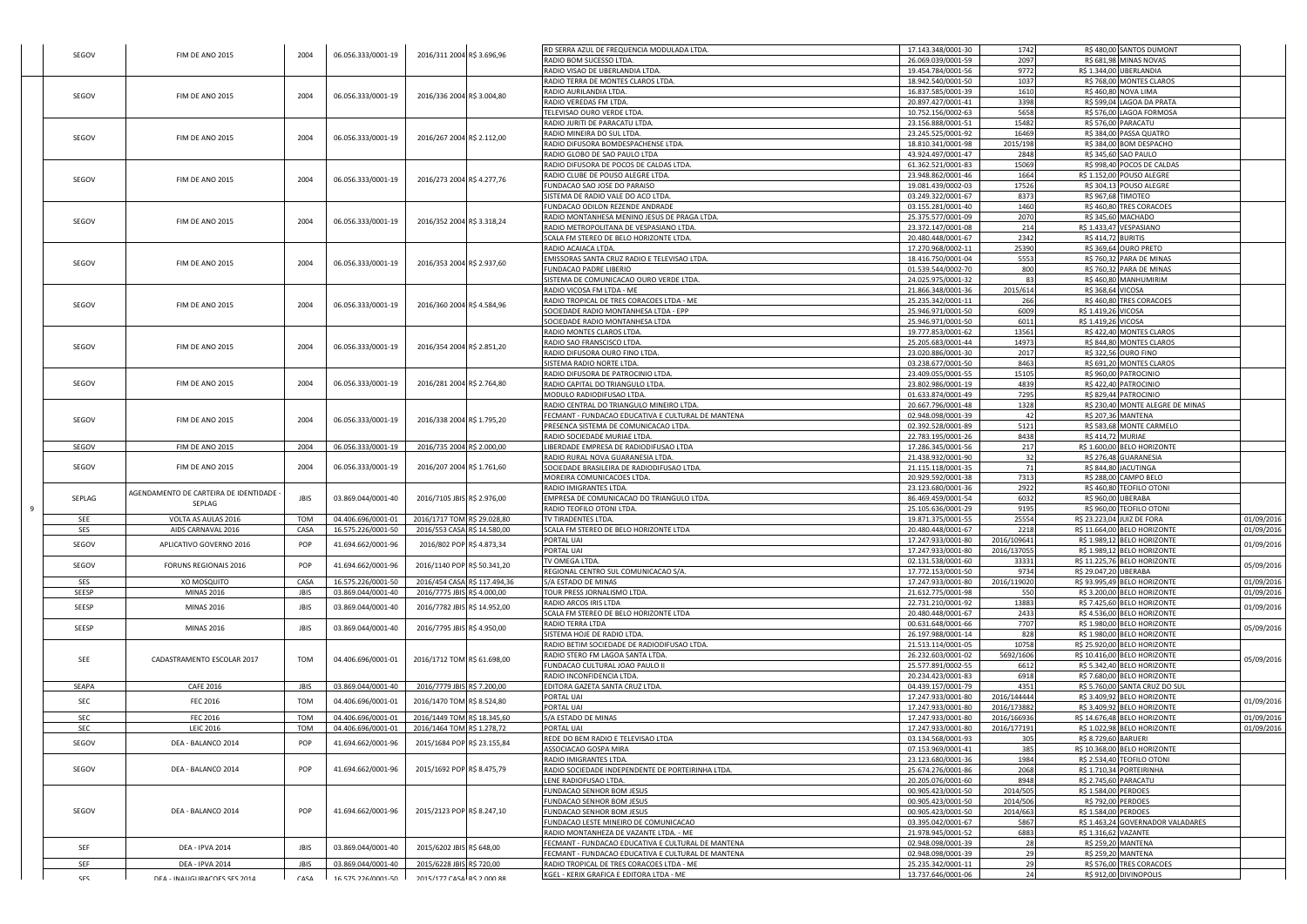| | | | | | | | | | |
|---|---|---|---|---|---|---|---|---|---|
| SEGOV | FIM DE ANO 2015 | 2004 | 06.056.333/0001-19 | 2016/311 2004 R$ 3.696,96 | RD SERRA AZUL DE FREQUENCIA MODULADA LTDA. | 17.143.348/0001-30 | 1742 | R$ 480,00 SANTOS DUMONT | |
| | | | | | RADIO BOM SUCESSO LTDA. | 26.069.039/0001-59 | 2097 | R$ 681,98 MINAS NOVAS | |
| | | | | | RADIO VISAO DE UBERLANDIA LTDA. | 19.454.784/0001-56 | 9772 | R$ 1.344,00 UBERLANDIA | |
| SEGOV | FIM DE ANO 2015 | 2004 | 06.056.333/0001-19 | 2016/336 2004 R$ 3.004,80 | RADIO TERRA DE MONTES CLAROS LTDA. | 18.942.540/0001-50 | 1037 | R$ 768,00 MONTES CLAROS | |
| | | | | | RADIO AURILANDIA LTDA. | 16.837.585/0001-39 | 1610 | R$ 460,80 NOVA LIMA | |
| | | | | | RADIO VEREDAS FM LTDA. | 20.897.427/0001-41 | 3398 | R$ 599,04 LAGOA DA PRATA | |
| | | | | | TELEVISAO OURO VERDE LTDA. | 10.752.156/0002-63 | 5658 | R$ 576,00 LAGOA FORMOSA | |
| SEGOV | FIM DE ANO 2015 | 2004 | 06.056.333/0001-19 | 2016/267 2004 R$ 2.112,00 | RADIO JURITI DE PARACATU LTDA. | 23.156.888/0001-51 | 15482 | R$ 576,00 PARACATU | |
| | | | | | RADIO MINEIRA DO SUL LTDA. | 23.245.525/0001-92 | 16469 | R$ 384,00 PASSA QUATRO | |
| | | | | | RADIO DIFUSORA BOMDESPACHENSE LTDA. | 18.810.341/0001-98 | 2015/198 | R$ 384,00 BOM DESPACHO | |
| | | | | | RADIO GLOBO DE SAO PAULO LTDA | 43.924.497/0001-47 | 2848 | R$ 345,60 SAO PAULO | |
| SEGOV | FIM DE ANO 2015 | 2004 | 06.056.333/0001-19 | 2016/273 2004 R$ 4.277,76 | RADIO DIFUSORA DE POCOS DE CALDAS LTDA. | 61.362.521/0001-83 | 15069 | R$ 998,40 POCOS DE CALDAS | |
| | | | | | RADIO CLUBE DE POUSO ALEGRE LTDA. | 23.948.862/0001-46 | 1664 | R$ 1.152,00 POUSO ALEGRE | |
| | | | | | FUNDACAO SAO JOSE DO PARAISO | 19.081.439/0002-03 | 17526 | R$ 304,13 POUSO ALEGRE | |
| | | | | | SISTEMA DE RADIO VALE DO ACO LTDA. | 03.249.322/0001-67 | 8373 | R$ 967,68 TIMOTEO | |
| SEGOV | FIM DE ANO 2015 | 2004 | 06.056.333/0001-19 | 2016/352 2004 R$ 3.318,24 | FUNDACAO ODILON REZENDE ANDRADE | 03.155.281/0001-40 | 1460 | R$ 460,80 TRES CORACOES | |
| | | | | | RADIO MONTANHESA MENINO JESUS DE PRAGA LTDA. | 25.375.577/0001-09 | 2070 | R$ 345,60 MACHADO | |
| | | | | | RADIO METROPOLITANA DE VESPASIANO LTDA. | 23.372.147/0001-08 | 214 | R$ 1.433,47 VESPASIANO | |
| | | | | | SCALA FM STEREO DE BELO HORIZONTE LTDA. | 20.480.448/0001-67 | 2342 | R$ 414,72 BURITIS | |
| SEGOV | FIM DE ANO 2015 | 2004 | 06.056.333/0001-19 | 2016/353 2004 R$ 2.937,60 | RADIO ACAIACA LTDA. | 17.270.968/0002-11 | 25390 | R$ 369,64 OURO PRETO | |
| | | | | | EMISSORAS SANTA CRUZ RADIO E TELEVISAO LTDA. | 18.416.750/0001-04 | 5553 | R$ 760,32 PARA DE MINAS | |
| | | | | | FUNDACAO PADRE LIBERIO | 01.539.544/0002-70 | 800 | R$ 760,32 PARA DE MINAS | |
| | | | | | SISTEMA DE COMUNICACAO OURO VERDE LTDA. | 24.025.975/0001-32 | 83 | R$ 460,80 MANHUMIRIM | |
| SEGOV | FIM DE ANO 2015 | 2004 | 06.056.333/0001-19 | 2016/360 2004 R$ 4.584,96 | RADIO VICOSA FM LTDA - ME | 21.866.348/0001-36 | 2015/614 | R$ 368,64 VICOSA | |
| | | | | | RADIO TROPICAL DE TRES CORACOES LTDA - ME | 25.235.342/0001-11 | 266 | R$ 460,80 TRES CORACOES | |
| | | | | | SOCIEDADE RADIO MONTANHESA LTDA - EPP | 25.946.971/0001-50 | 6009 | R$ 1.419,26 VICOSA | |
| | | | | | SOCIEDADE RADIO MONTANHESA LTDA | 25.946.971/0001-50 | 6011 | R$ 1.419,26 VICOSA | |
| SEGOV | FIM DE ANO 2015 | 2004 | 06.056.333/0001-19 | 2016/354 2004 R$ 2.851,20 | RADIO MONTES CLAROS LTDA. | 19.777.853/0001-62 | 13561 | R$ 422,40 MONTES CLAROS | |
| | | | | | RADIO SAO FRANSCISCO LTDA. | 25.205.683/0001-44 | 14973 | R$ 844,80 MONTES CLAROS | |
| | | | | | RADIO DIFUSORA OURO FINO LTDA. | 23.020.886/0001-30 | 2017 | R$ 322,56 OURO FINO | |
| | | | | | SISTEMA RADIO NORTE LTDA. | 03.238.677/0001-50 | 8463 | R$ 691,20 MONTES CLAROS | |
| SEGOV | FIM DE ANO 2015 | 2004 | 06.056.333/0001-19 | 2016/281 2004 R$ 2.764,80 | RADIO DIFUSORA DE PATROCINIO LTDA. | 23.409.055/0001-55 | 15105 | R$ 960,00 PATROCINIO | |
| | | | | | RADIO CAPITAL DO TRIANGULO LTDA. | 23.802.986/0001-19 | 4839 | R$ 422,40 PATROCINIO | |
| | | | | | MODULO RADIODIFUSAO LTDA. | 01.633.874/0001-49 | 7295 | R$ 829,44 PATROCINIO | |
| SEGOV | FIM DE ANO 2015 | 2004 | 06.056.333/0001-19 | 2016/338 2004 R$ 1.795,20 | RADIO CENTRAL DO TRIANGULO MINEIRO LTDA. | 20.667.796/0001-48 | 1328 | R$ 230,40 MONTE ALEGRE DE MINAS | |
| | | | | | FECMANT - FUNDACAO EDUCATIVA E CULTURAL DE MANTENA | 02.948.098/0001-39 | 42 | R$ 207,36 MANTENA | |
| | | | | | PRESENCA SISTEMA DE COMUNICACAO LTDA. | 02.392.528/0001-89 | 5121 | R$ 583,68 MONTE CARMELO | |
| | | | | | RADIO SOCIEDADE MURIAE LTDA. | 22.783.195/0001-26 | 8438 | R$ 414,72 MURIAE | |
| SEGOV | FIM DE ANO 2015 | 2004 | 06.056.333/0001-19 | 2016/735 2004 R$ 2.000,00 | LIBERDADE EMPRESA DE RADIODIFUSAO LTDA | 17.286.345/0001-56 | 217 | R$ 1.600,00 BELO HORIZONTE | |
| SEGOV | FIM DE ANO 2015 | 2004 | 06.056.333/0001-19 | 2016/207 2004 R$ 1.761,60 | RADIO RURAL NOVA GUARANESIA LTDA. | 21.438.932/0001-90 | 32 | R$ 276,48 GUARANESIA | |
| | | | | | SOCIEDADE BRASILEIRA DE RADIODIFUSAO LTDA. | 21.115.118/0001-35 | 71 | R$ 844,80 JACUTINGA | |
| | | | | | MOREIRA COMUNICACOES LTDA. | 20.929.592/0001-38 | 7313 | R$ 288,00 CAMPO BELO | |
| SEPLAG | AGENDAMENTO DE CARTEIRA DE IDENTIDADE - SEPLAG | JBIS | 03.869.044/0001-40 | 2016/7105 JBIS R$ 2.976,00 | RADIO IMIGRANTES LTDA. | 23.123.680/0001-36 | 2922 | R$ 460,80 TEOFILO OTONI | |
| | | | | | EMPRESA DE COMUNICACAO DO TRIANGULO LTDA. | 86.469.459/0001-54 | 6032 | R$ 960,00 UBERABA | |
| | | | | | RADIO TEOFILO OTONI LTDA. | 25.105.636/0001-29 | 9195 | R$ 960,00 TEOFILO OTONI | |
| SEE | VOLTA AS AULAS 2016 | TOM | 04.406.696/0001-01 | 2016/1717 TOM R$ 29.028,80 | TV TIRADENTES LTDA. | 19.871.375/0001-55 | 25554 | R$ 23.223,04 JUIZ DE FORA | 01/09/2016 |
| SES | AIDS CARNAVAL 2016 | CASA | 16.575.226/0001-50 | 2016/553 CASA R$ 14.580,00 | SCALA FM STEREO DE BELO HORIZONTE LTDA | 20.480.448/0001-67 | 2218 | R$ 11.664,00 BELO HORIZONTE | 01/09/2016 |
| SEGOV | APLICATIVO GOVERNO 2016 | POP | 41.694.662/0001-96 | 2016/802 POP R$ 4.873,34 | PORTAL UAI | 17.247.933/0001-80 | 2016/109641 | R$ 1.989,12 BELO HORIZONTE | 01/09/2016 |
| | | | | | PORTAL UAI | 17.247.933/0001-80 | 2016/137055 | R$ 1.989,12 BELO HORIZONTE | |
| SEGOV | FORUNS REGIONAIS 2016 | POP | 41.694.662/0001-96 | 2016/1140 POP R$ 50.341,20 | TV OMEGA LTDA. | 02.131.538/0001-60 | 33331 | R$ 11.225,76 BELO HORIZONTE | 05/09/2016 |
| | | | | | REGIONAL CENTRO SUL COMUNICACAO S/A. | 17.772.153/0001-50 | 9734 | R$ 29.047,20 UBERABA | |
| SES | XO MOSQUITO | CASA | 16.575.226/0001-50 | 2016/454 CASA R$ 117.494,36 | S/A ESTADO DE MINAS | 17.247.933/0001-80 | 2016/119020 | R$ 93.995,49 BELO HORIZONTE | 01/09/2016 |
| SEESP | MINAS 2016 | JBIS | 03.869.044/0001-40 | 2016/7775 JBIS R$ 4.000,00 | TOUR PRESS JORNALISMO LTDA. | 21.612.775/0001-98 | 550 | R$ 3.200,00 BELO HORIZONTE | 01/09/2016 |
| SEESP | MINAS 2016 | JBIS | 03.869.044/0001-40 | 2016/7782 JBIS R$ 14.952,00 | RADIO ARCOS IRIS LTDA | 22.731.210/0001-92 | 13883 | R$ 7.425,60 BELO HORIZONTE | 01/09/2016 |
| | | | | | SCALA FM STEREO DE BELO HORIZONTE LTDA | 20.480.448/0001-67 | 2433 | R$ 4.536,00 BELO HORIZONTE | |
| SEESP | MINAS 2016 | JBIS | 03.869.044/0001-40 | 2016/7795 JBIS R$ 4.950,00 | RADIO TERRA LTDA | 00.631.648/0001-66 | 7707 | R$ 1.980,00 BELO HORIZONTE | 05/09/2016 |
| | | | | | SISTEMA HOJE DE RADIO LTDA. | 26.197.988/0001-14 | 828 | R$ 1.980,00 BELO HORIZONTE | |
| SEE | CADASTRAMENTO ESCOLAR 2017 | TOM | 04.406.696/0001-01 | 2016/1712 TOM R$ 61.698,00 | RADIO BETIM SOCIEDADE DE RADIODIFUSAO LTDA. | 21.513.114/0001-05 | 10758 | R$ 25.920,00 BELO HORIZONTE | 05/09/2016 |
| | | | | | RADIO STERO FM LAGOA SANTA LTDA. | 26.232.603/0001-02 | 5692/1606 | R$ 10.416,00 BELO HORIZONTE | |
| | | | | | FUNDACAO CULTURAL JOAO PAULO II | 25.577.891/0002-55 | 6612 | R$ 5.342,40 BELO HORIZONTE | |
| | | | | | RADIO INCONFIDENCIA LTDA. | 20.234.423/0001-83 | 6918 | R$ 7.680,00 BELO HORIZONTE | |
| SEAPA | CAFE 2016 | JBIS | 03.869.044/0001-40 | 2016/7779 JBIS R$ 7.200,00 | EDITORA GAZETA SANTA CRUZ LTDA. | 04.439.157/0001-79 | 4351 | R$ 5.760,00 SANTA CRUZ DO SUL | |
| SEC | FEC 2016 | TOM | 04.406.696/0001-01 | 2016/1470 TOM R$ 8.524,80 | PORTAL UAI | 17.247.933/0001-80 | 2016/144444 | R$ 3.409,92 BELO HORIZONTE | 01/09/2016 |
| | | | | | PORTAL UAI | 17.247.933/0001-80 | 2016/173882 | R$ 3.409,92 BELO HORIZONTE | |
| SEC | FEC 2016 | TOM | 04.406.696/0001-01 | 2016/1449 TOM R$ 18.345,60 | S/A ESTADO DE MINAS | 17.247.933/0001-80 | 2016/166936 | R$ 14.676,48 BELO HORIZONTE | 01/09/2016 |
| SEC | LEIC 2016 | TOM | 04.406.696/0001-01 | 2016/1464 TOM R$ 1.278,72 | PORTAL UAI | 17.247.933/0001-80 | 2016/177191 | R$ 1.022,98 BELO HORIZONTE | 01/09/2016 |
| SEGOV | DEA - BALANCO 2014 | POP | 41.694.662/0001-96 | 2015/1684 POP R$ 23.155,84 | REDE DO BEM RADIO E TELEVISAO LTDA | 03.134.568/0001-93 | 305 | R$ 8.729,60 BARUERI | |
| | | | | | ASSOCIACAO GOSPA MIRA | 07.153.969/0001-41 | 385 | R$ 10.368,00 BELO HORIZONTE | |
| SEGOV | DEA - BALANCO 2014 | POP | 41.694.662/0001-96 | 2015/1692 POP R$ 8.475,79 | RADIO IMIGRANTES LTDA. | 23.123.680/0001-36 | 1984 | R$ 2.534,40 TEOFILO OTONI | |
| | | | | | RADIO SOCIEDADE INDEPENDENTE DE PORTEIRINHA LTDA. | 25.674.276/0001-86 | 2068 | R$ 1.710,34 PORTEIRINHA | |
| | | | | | LENE RADIOFUSAO LTDA. | 20.205.076/0001-60 | 8948 | R$ 2.745,60 PARACATU | |
| SEGOV | DEA - BALANCO 2014 | POP | 41.694.662/0001-96 | 2015/2123 POP R$ 8.247,10 | FUNDACAO SENHOR BOM JESUS | 00.905.423/0001-50 | 2014/505 | R$ 1.584,00 PERDOES | |
| | | | | | FUNDACAO SENHOR BOM JESUS | 00.905.423/0001-50 | 2014/506 | R$ 792,00 PERDOES | |
| | | | | | FUNDACAO SENHOR BOM JESUS | 00.905.423/0001-50 | 2014/663 | R$ 1.584,00 PERDOES | |
| | | | | | FUNDACAO LESTE MINEIRO DE COMUNICACAO | 03.395.042/0001-67 | 5867 | R$ 1.463,24 GOVERNADOR VALADARES | |
| | | | | | RADIO MONTANHEZA DE VAZANTE LTDA. - ME | 21.978.945/0001-52 | 6883 | R$ 1.316,62 VAZANTE | |
| SEF | DEA - IPVA 2014 | JBIS | 03.869.044/0001-40 | 2015/6202 JBIS R$ 648,00 | FECMANT - FUNDACAO EDUCATIVA E CULTURAL DE MANTENA | 02.948.098/0001-39 | 28 | R$ 259,20 MANTENA | |
| | | | | | FECMANT - FUNDACAO EDUCATIVA E CULTURAL DE MANTENA | 02.948.098/0001-39 | 29 | R$ 259,20 MANTENA | |
| SEF | DEA - IPVA 2014 | JBIS | 03.869.044/0001-40 | 2015/6228 JBIS R$ 720,00 | RADIO TROPICAL DE TRES CORACOES LTDA - ME | 25.235.342/0001-11 | 29 | R$ 576,00 TRES CORACOES | |
| SES | DEA - INAUGURACOES SES 2014 | CASA | 16.575.226/0001-50 | 2015/177 CASA R$ 2.000,88 | KGEL - KERIX GRAFICA E EDITORA LTDA - ME | 13.737.646/0001-06 | 24 | R$ 912,00 DIVINOPOLIS | |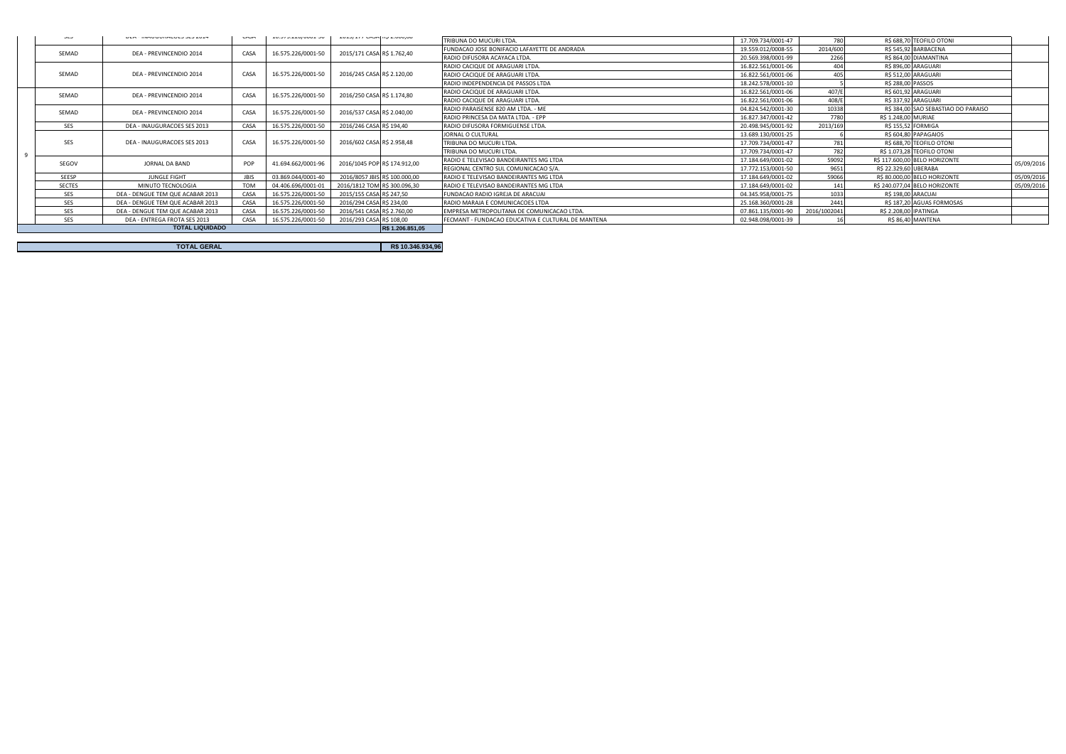| | | | | | | | | | | | |
|---|---|---|---|---|---|---|---|---|---|---|---|
| | SES | DEA - INAUGURACOES SES 2014 | CASA | 16.575.226/0001-50 | 2015/177 CASA R$ 2.000,00 | TRIBUNA DO MUCURI LTDA. | 17.709.734/0001-47 | 780 | R$ 688,70 | TEOFILO OTONI | |
| | SEMAD | DEA - PREVINCENDIO 2014 | CASA | 16.575.226/0001-50 | 2015/171 CASA R$ 1.762,40 | FUNDACAO JOSE BONIFACIO LAFAYETTE DE ANDRADA | 19.559.012/0008-55 | 2014/600 | R$ 545,92 | BARBACENA | |
| | | | | | | RADIO DIFUSORA ACAYACA LTDA. | 20.569.398/0001-99 | 2266 | R$ 864,00 | DIAMANTINA | |
| | SEMAD | DEA - PREVINCENDIO 2014 | CASA | 16.575.226/0001-50 | 2016/245 CASA R$ 2.120,00 | RADIO CACIQUE DE ARAGUARI LTDA. | 16.822.561/0001-06 | 404 | R$ 896,00 | ARAGUARI | |
| | | | | | | RADIO CACIQUE DE ARAGUARI LTDA. | 16.822.561/0001-06 | 405 | R$ 512,00 | ARAGUARI | |
| | | | | | | RADIO INDEPENDENCIA DE PASSOS LTDA | 18.242.578/0001-10 | 5 | R$ 288,00 | PASSOS | |
| 9 | SEMAD | DEA - PREVINCENDIO 2014 | CASA | 16.575.226/0001-50 | 2016/250 CASA R$ 1.174,80 | RADIO CACIQUE DE ARAGUARI LTDA. | 16.822.561/0001-06 | 407/E | R$ 601,92 | ARAGUARI | |
| | | | | | | RADIO CACIQUE DE ARAGUARI LTDA. | 16.822.561/0001-06 | 408/E | R$ 337,92 | ARAGUARI | |
| | SEMAD | DEA - PREVINCENDIO 2014 | CASA | 16.575.226/0001-50 | 2016/537 CASA R$ 2.040,00 | RADIO PARAISENSE 820 AM LTDA. - ME | 04.824.542/0001-30 | 10338 | R$ 384,00 | SAO SEBASTIAO DO PARAISO | |
| | | | | | | RADIO PRINCESA DA MATA LTDA. - EPP | 16.827.347/0001-42 | 7780 | R$ 1.248,00 | MURIAE | |
| | SES | DEA - INAUGURACOES SES 2013 | CASA | 16.575.226/0001-50 | 2016/246 CASA R$ 194,40 | RADIO DIFUSORA FORMIGUENSE LTDA. | 20.498.945/0001-92 | 2013/169 | R$ 155,52 | FORMIGA | |
| | SES | DEA - INAUGURACOES SES 2013 | CASA | 16.575.226/0001-50 | 2016/602 CASA R$ 2.958,48 | JORNAL O CULTURAL | 13.689.130/0001-25 | 6 | R$ 604,80 | PAPAGAIOS | |
| | | | | | | TRIBUNA DO MUCURI LTDA. | 17.709.734/0001-47 | 781 | R$ 688,70 | TEOFILO OTONI | |
| | | | | | | TRIBUNA DO MUCURI LTDA. | 17.709.734/0001-47 | 782 | R$ 1.073,28 | TEOFILO OTONI | |
| | SEGOV | JORNAL DA BAND | POP | 41.694.662/0001-96 | 2016/1045 POP R$ 174.912,00 | RADIO E TELEVISAO BANDEIRANTES MG LTDA | 17.184.649/0001-02 | 59092 | R$ 117.600,00 | BELO HORIZONTE | 05/09/2016 |
| | | | | | | REGIONAL CENTRO SUL COMUNICACAO S/A. | 17.772.153/0001-50 | 9651 | R$ 22.329,60 | UBERABA | |
| | SEESP | JUNGLE FIGHT | JBIS | 03.869.044/0001-40 | 2016/8057 JBIS R$ 100.000,00 | RADIO E TELEVISAO BANDEIRANTES MG LTDA | 17.184.649/0001-02 | 59066 | R$ 80.000,00 | BELO HORIZONTE | 05/09/2016 |
| | SECTES | MINUTO TECNOLOGIA | TOM | 04.406.696/0001-01 | 2016/1812 TOM R$ 300.096,30 | RADIO E TELEVISAO BANDEIRANTES MG LTDA | 17.184.649/0001-02 | 141 | R$ 240.077,04 | BELO HORIZONTE | 05/09/2016 |
| | SES | DEA - DENGUE TEM QUE ACABAR 2013 | CASA | 16.575.226/0001-50 | 2015/155 CASA R$ 247,50 | FUNDACAO RADIO IGREJA DE ARACUAI | 04.345.958/0001-75 | 1033 | R$ 198,00 | ARACUAI | |
| | SES | DEA - DENGUE TEM QUE ACABAR 2013 | CASA | 16.575.226/0001-50 | 2016/294 CASA R$ 234,00 | RADIO MARAJA E COMUNICACOES LTDA | 25.168.360/0001-28 | 2441 | R$ 187,20 | AGUAS FORMOSAS | |
| | SES | DEA - DENGUE TEM QUE ACABAR 2013 | CASA | 16.575.226/0001-50 | 2016/541 CASA R$ 2.760,00 | EMPRESA METROPOLITANA DE COMUNICACAO LTDA. | 07.861.135/0001-90 | 2016/1002041 | R$ 2.208,00 | IPATINGA | |
| | SES | DEA - ENTREGA FROTA SES 2013 | CASA | 16.575.226/0001-50 | 2016/293 CASA R$ 108,00 | FECMANT - FUNDACAO EDUCATIVA E CULTURAL DE MANTENA | 02.948.098/0001-39 | 16 | R$ 86,40 | MANTENA | |
| | **TOTAL LIQUIDADO** | | | | **R$ 1.206.851,05** | | | | | | |

| | |
|---|---|
| **TOTAL GERAL** | **R$ 10.346.934,96** |